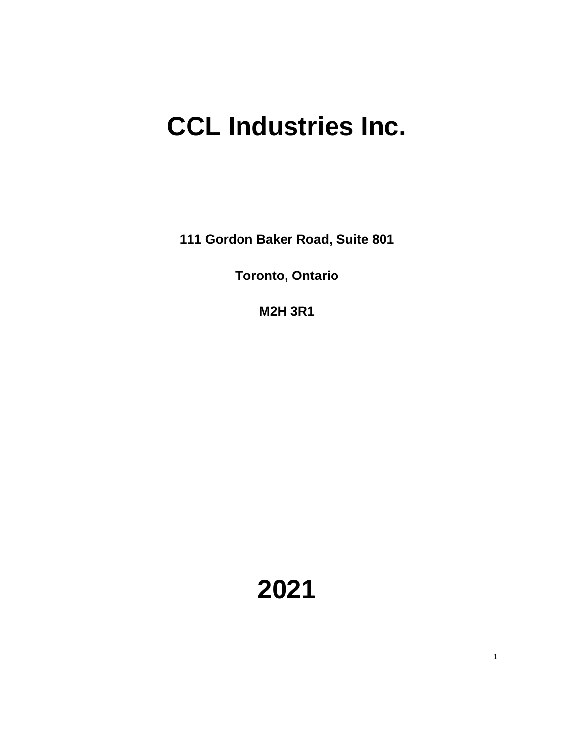# CCL Industries Inc.

**111 Gordon Baker Road, Suite 801**

**Toronto, Ontario**

**M2H 3R1**

# 2021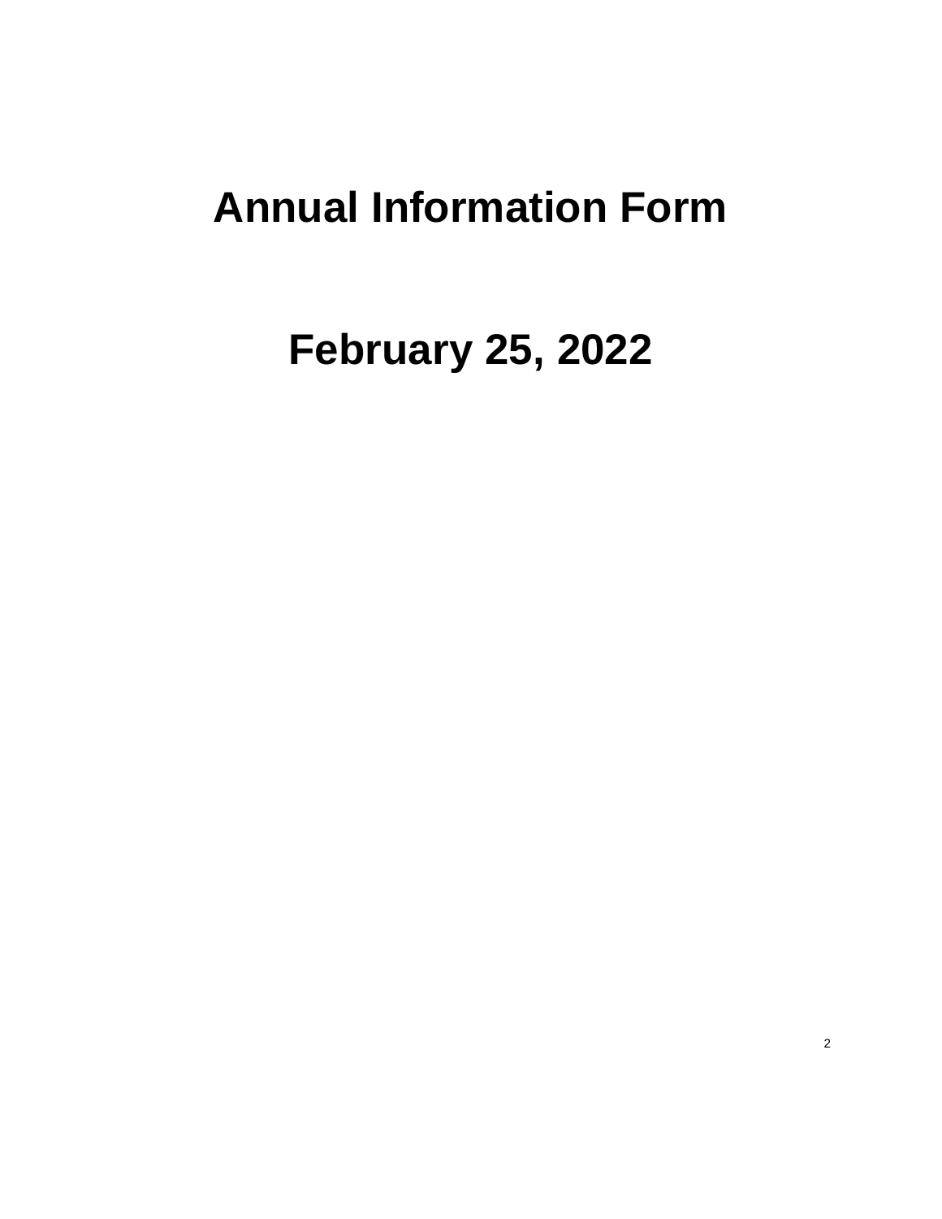# Annual Information Form

# February 25, 2022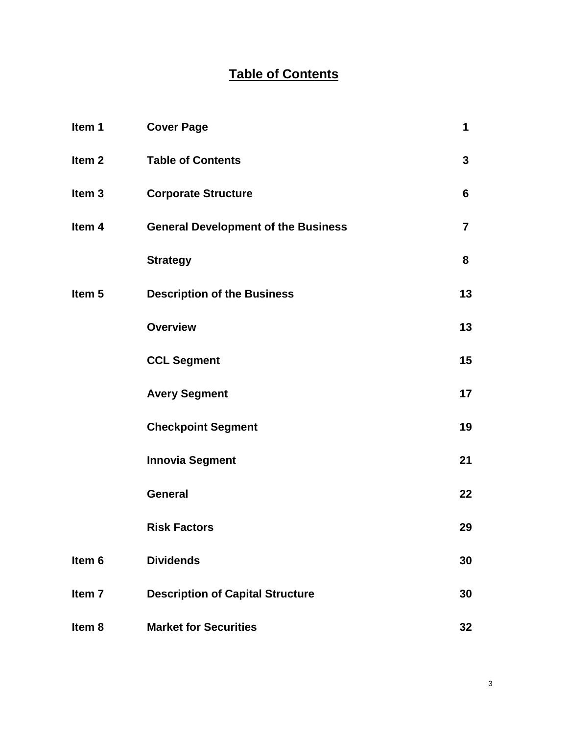# Table of Contents

| | | |
|---|---|---|
| **Item 1** | **Cover Page** | **1** |
| **Item 2** | **Table of Contents** | **3** |
| **Item 3** | **Corporate Structure** | **6** |
| **Item 4** | **General Development of the Business** | **7** |
| | **Strategy** | **8** |
| **Item 5** | **Description of the Business** | **13** |
| | **Overview** | **13** |
| | **CCL Segment** | **15** |
| | **Avery Segment** | **17** |
| | **Checkpoint Segment** | **19** |
| | **Innovia Segment** | **21** |
| | **General** | **22** |
| | **Risk Factors** | **29** |
| **Item 6** | **Dividends** | **30** |
| **Item 7** | **Description of Capital Structure** | **30** |
| **Item 8** | **Market for Securities** | **32** |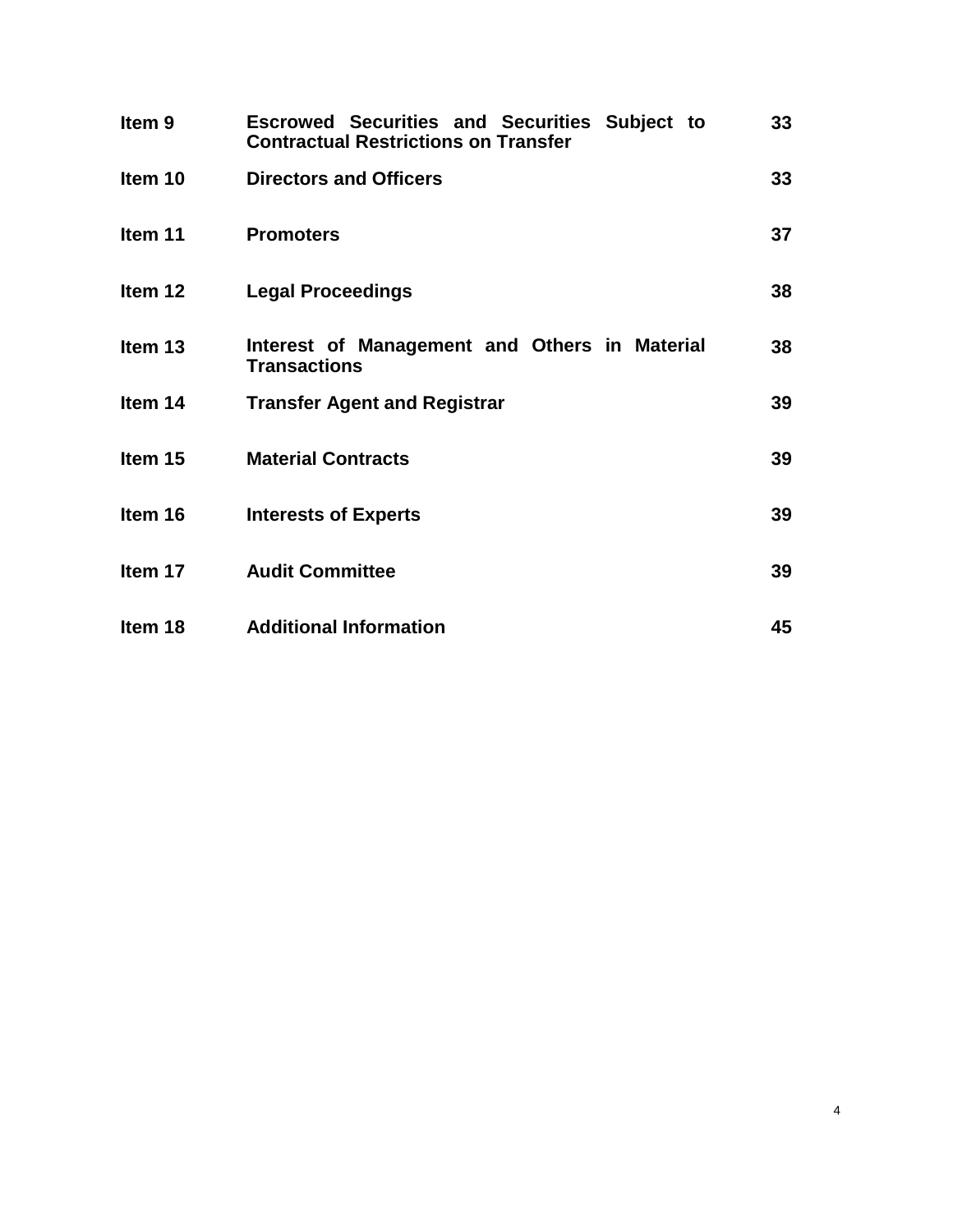| | | |
|---|---|---|
| **Item 9** | **Escrowed Securities and Securities Subject to Contractual Restrictions on Transfer** | **33** |
| **Item 10** | **Directors and Officers** | **33** |
| **Item 11** | **Promoters** | **37** |
| **Item 12** | **Legal Proceedings** | **38** |
| **Item 13** | **Interest of Management and Others in Material Transactions** | **38** |
| **Item 14** | **Transfer Agent and Registrar** | **39** |
| **Item 15** | **Material Contracts** | **39** |
| **Item 16** | **Interests of Experts** | **39** |
| **Item 17** | **Audit Committee** | **39** |
| **Item 18** | **Additional Information** | **45** |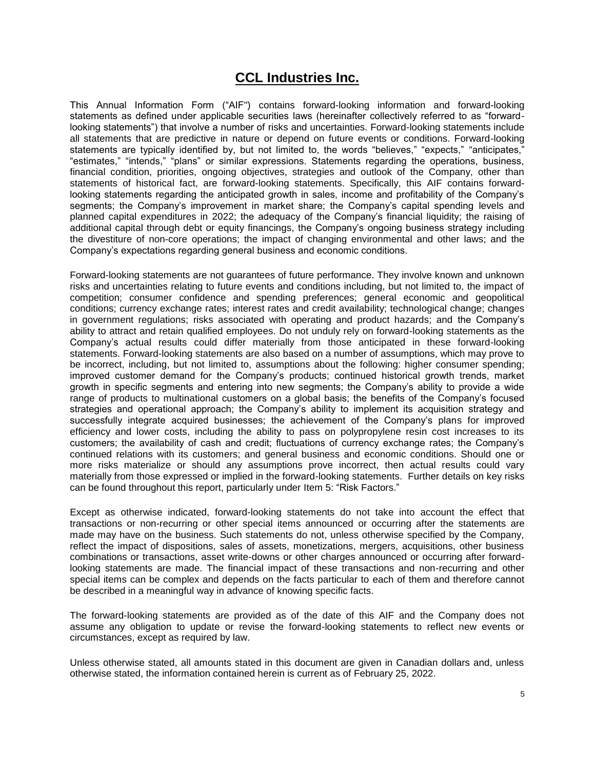# CCL Industries Inc.

This Annual Information Form ("AIF") contains forward-looking information and forward-looking statements as defined under applicable securities laws (hereinafter collectively referred to as "forward-looking statements") that involve a number of risks and uncertainties. Forward-looking statements include all statements that are predictive in nature or depend on future events or conditions. Forward-looking statements are typically identified by, but not limited to, the words "believes," "expects," "anticipates," "estimates," "intends," "plans" or similar expressions. Statements regarding the operations, business, financial condition, priorities, ongoing objectives, strategies and outlook of the Company, other than statements of historical fact, are forward-looking statements. Specifically, this AIF contains forward-looking statements regarding the anticipated growth in sales, income and profitability of the Company's segments; the Company's improvement in market share; the Company's capital spending levels and planned capital expenditures in 2022; the adequacy of the Company's financial liquidity; the raising of additional capital through debt or equity financings, the Company's ongoing business strategy including the divestiture of non-core operations; the impact of changing environmental and other laws; and the Company's expectations regarding general business and economic conditions.

Forward-looking statements are not guarantees of future performance. They involve known and unknown risks and uncertainties relating to future events and conditions including, but not limited to, the impact of competition; consumer confidence and spending preferences; general economic and geopolitical conditions; currency exchange rates; interest rates and credit availability; technological change; changes in government regulations; risks associated with operating and product hazards; and the Company's ability to attract and retain qualified employees. Do not unduly rely on forward-looking statements as the Company's actual results could differ materially from those anticipated in these forward-looking statements. Forward-looking statements are also based on a number of assumptions, which may prove to be incorrect, including, but not limited to, assumptions about the following: higher consumer spending; improved customer demand for the Company's products; continued historical growth trends, market growth in specific segments and entering into new segments; the Company's ability to provide a wide range of products to multinational customers on a global basis; the benefits of the Company's focused strategies and operational approach; the Company's ability to implement its acquisition strategy and successfully integrate acquired businesses; the achievement of the Company's plans for improved efficiency and lower costs, including the ability to pass on polypropylene resin cost increases to its customers; the availability of cash and credit; fluctuations of currency exchange rates; the Company's continued relations with its customers; and general business and economic conditions. Should one or more risks materialize or should any assumptions prove incorrect, then actual results could vary materially from those expressed or implied in the forward-looking statements. Further details on key risks can be found throughout this report, particularly under Item 5: "Risk Factors."

Except as otherwise indicated, forward-looking statements do not take into account the effect that transactions or non-recurring or other special items announced or occurring after the statements are made may have on the business. Such statements do not, unless otherwise specified by the Company, reflect the impact of dispositions, sales of assets, monetizations, mergers, acquisitions, other business combinations or transactions, asset write-downs or other charges announced or occurring after forward-looking statements are made. The financial impact of these transactions and non-recurring and other special items can be complex and depends on the facts particular to each of them and therefore cannot be described in a meaningful way in advance of knowing specific facts.

The forward-looking statements are provided as of the date of this AIF and the Company does not assume any obligation to update or revise the forward-looking statements to reflect new events or circumstances, except as required by law.

Unless otherwise stated, all amounts stated in this document are given in Canadian dollars and, unless otherwise stated, the information contained herein is current as of February 25, 2022.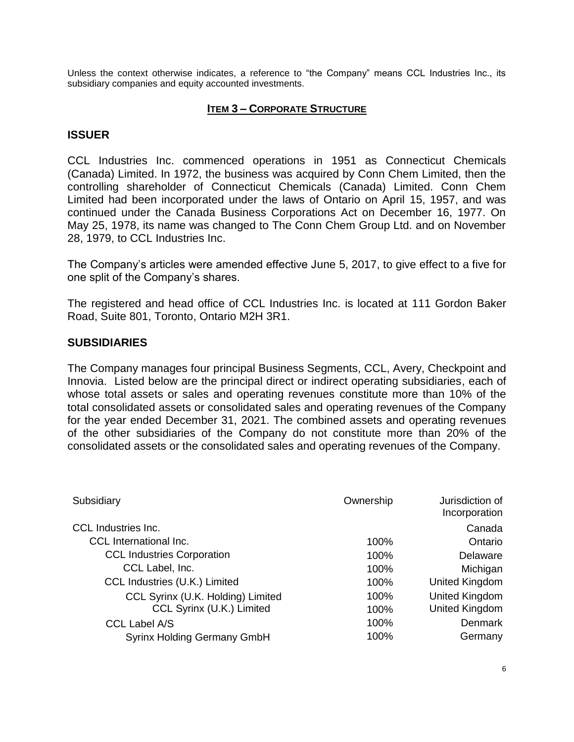Unless the context otherwise indicates, a reference to "the Company" means CCL Industries Inc., its subsidiary companies and equity accounted investments.

## ITEM 3 – CORPORATE STRUCTURE

### ISSUER

CCL Industries Inc. commenced operations in 1951 as Connecticut Chemicals (Canada) Limited. In 1972, the business was acquired by Conn Chem Limited, then the controlling shareholder of Connecticut Chemicals (Canada) Limited. Conn Chem Limited had been incorporated under the laws of Ontario on April 15, 1957, and was continued under the Canada Business Corporations Act on December 16, 1977. On May 25, 1978, its name was changed to The Conn Chem Group Ltd. and on November 28, 1979, to CCL Industries Inc.

The Company's articles were amended effective June 5, 2017, to give effect to a five for one split of the Company's shares.

The registered and head office of CCL Industries Inc. is located at 111 Gordon Baker Road, Suite 801, Toronto, Ontario M2H 3R1.

### SUBSIDIARIES

The Company manages four principal Business Segments, CCL, Avery, Checkpoint and Innovia. Listed below are the principal direct or indirect operating subsidiaries, each of whose total assets or sales and operating revenues constitute more than 10% of the total consolidated assets or consolidated sales and operating revenues of the Company for the year ended December 31, 2021. The combined assets and operating revenues of the other subsidiaries of the Company do not constitute more than 20% of the consolidated assets or the consolidated sales and operating revenues of the Company.

| Subsidiary | Ownership | Jurisdiction of Incorporation |
|---|---|---|
| CCL Industries Inc. | | Canada |
| CCL International Inc. | 100% | Ontario |
| CCL Industries Corporation | 100% | Delaware |
| CCL Label, Inc. | 100% | Michigan |
| CCL Industries (U.K.) Limited | 100% | United Kingdom |
| CCL Syrinx (U.K. Holding) Limited | 100% | United Kingdom |
| CCL Syrinx (U.K.) Limited | 100% | United Kingdom |
| CCL Label A/S | 100% | Denmark |
| Syrinx Holding Germany GmbH | 100% | Germany |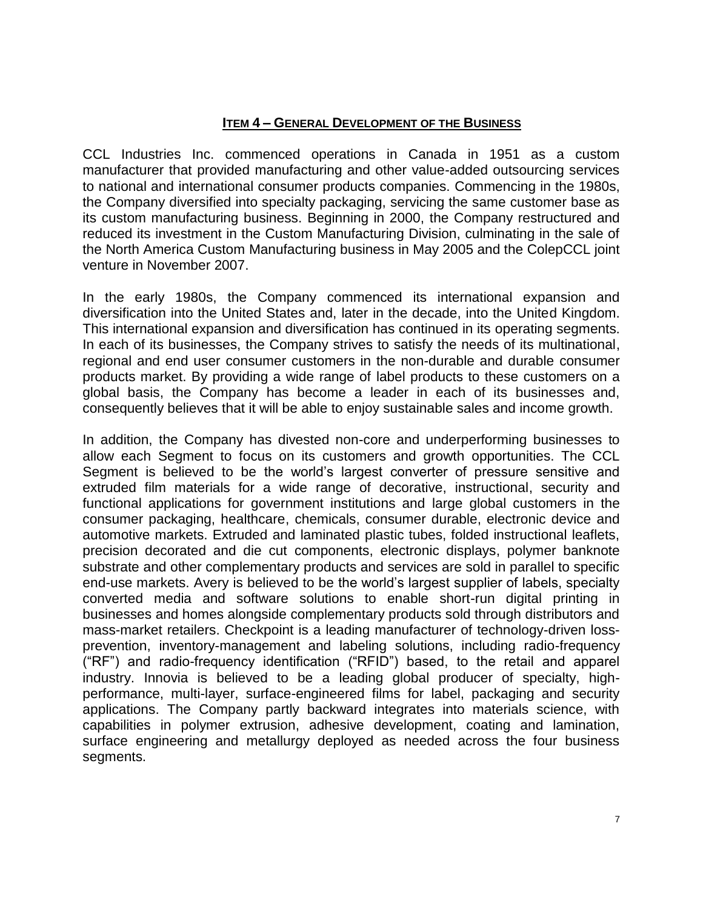## ITEM 4 – GENERAL DEVELOPMENT OF THE BUSINESS

CCL Industries Inc. commenced operations in Canada in 1951 as a custom manufacturer that provided manufacturing and other value-added outsourcing services to national and international consumer products companies. Commencing in the 1980s, the Company diversified into specialty packaging, servicing the same customer base as its custom manufacturing business. Beginning in 2000, the Company restructured and reduced its investment in the Custom Manufacturing Division, culminating in the sale of the North America Custom Manufacturing business in May 2005 and the ColepCCL joint venture in November 2007.

In the early 1980s, the Company commenced its international expansion and diversification into the United States and, later in the decade, into the United Kingdom. This international expansion and diversification has continued in its operating segments. In each of its businesses, the Company strives to satisfy the needs of its multinational, regional and end user consumer customers in the non-durable and durable consumer products market. By providing a wide range of label products to these customers on a global basis, the Company has become a leader in each of its businesses and, consequently believes that it will be able to enjoy sustainable sales and income growth.

In addition, the Company has divested non-core and underperforming businesses to allow each Segment to focus on its customers and growth opportunities. The CCL Segment is believed to be the world's largest converter of pressure sensitive and extruded film materials for a wide range of decorative, instructional, security and functional applications for government institutions and large global customers in the consumer packaging, healthcare, chemicals, consumer durable, electronic device and automotive markets. Extruded and laminated plastic tubes, folded instructional leaflets, precision decorated and die cut components, electronic displays, polymer banknote substrate and other complementary products and services are sold in parallel to specific end-use markets. Avery is believed to be the world's largest supplier of labels, specialty converted media and software solutions to enable short-run digital printing in businesses and homes alongside complementary products sold through distributors and mass-market retailers. Checkpoint is a leading manufacturer of technology-driven loss-prevention, inventory-management and labeling solutions, including radio-frequency ("RF") and radio-frequency identification ("RFID") based, to the retail and apparel industry. Innovia is believed to be a leading global producer of specialty, high-performance, multi-layer, surface-engineered films for label, packaging and security applications. The Company partly backward integrates into materials science, with capabilities in polymer extrusion, adhesive development, coating and lamination, surface engineering and metallurgy deployed as needed across the four business segments.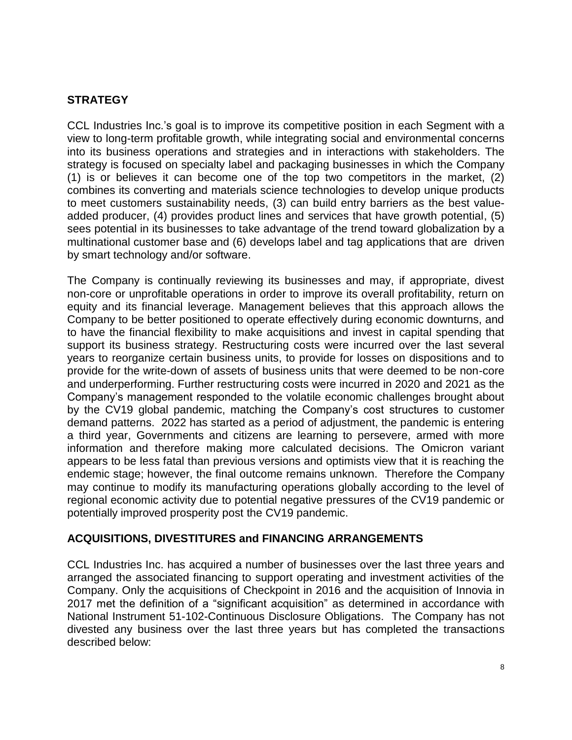## STRATEGY

CCL Industries Inc.'s goal is to improve its competitive position in each Segment with a view to long-term profitable growth, while integrating social and environmental concerns into its business operations and strategies and in interactions with stakeholders. The strategy is focused on specialty label and packaging businesses in which the Company (1) is or believes it can become one of the top two competitors in the market, (2) combines its converting and materials science technologies to develop unique products to meet customers sustainability needs, (3) can build entry barriers as the best value-added producer, (4) provides product lines and services that have growth potential, (5) sees potential in its businesses to take advantage of the trend toward globalization by a multinational customer base and (6) develops label and tag applications that are driven by smart technology and/or software.

The Company is continually reviewing its businesses and may, if appropriate, divest non-core or unprofitable operations in order to improve its overall profitability, return on equity and its financial leverage. Management believes that this approach allows the Company to be better positioned to operate effectively during economic downturns, and to have the financial flexibility to make acquisitions and invest in capital spending that support its business strategy. Restructuring costs were incurred over the last several years to reorganize certain business units, to provide for losses on dispositions and to provide for the write-down of assets of business units that were deemed to be non-core and underperforming. Further restructuring costs were incurred in 2020 and 2021 as the Company's management responded to the volatile economic challenges brought about by the CV19 global pandemic, matching the Company's cost structures to customer demand patterns. 2022 has started as a period of adjustment, the pandemic is entering a third year, Governments and citizens are learning to persevere, armed with more information and therefore making more calculated decisions. The Omicron variant appears to be less fatal than previous versions and optimists view that it is reaching the endemic stage; however, the final outcome remains unknown. Therefore the Company may continue to modify its manufacturing operations globally according to the level of regional economic activity due to potential negative pressures of the CV19 pandemic or potentially improved prosperity post the CV19 pandemic.

## ACQUISITIONS, DIVESTITURES and FINANCING ARRANGEMENTS

CCL Industries Inc. has acquired a number of businesses over the last three years and arranged the associated financing to support operating and investment activities of the Company. Only the acquisitions of Checkpoint in 2016 and the acquisition of Innovia in 2017 met the definition of a "significant acquisition" as determined in accordance with National Instrument 51-102-Continuous Disclosure Obligations. The Company has not divested any business over the last three years but has completed the transactions described below: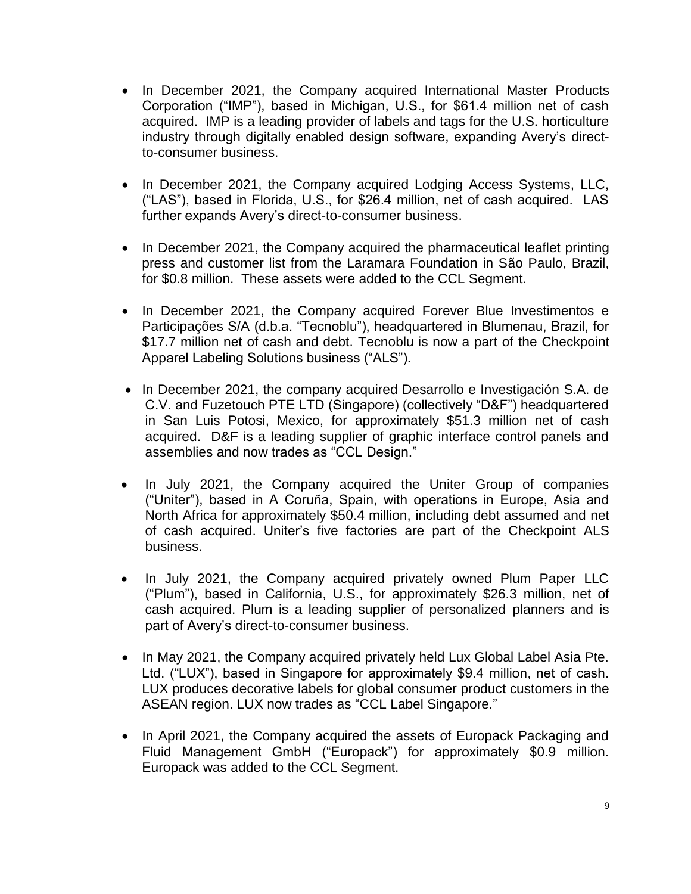- In December 2021, the Company acquired International Master Products Corporation ("IMP"), based in Michigan, U.S., for $61.4 million net of cash acquired. IMP is a leading provider of labels and tags for the U.S. horticulture industry through digitally enabled design software, expanding Avery's direct-to-consumer business.

- In December 2021, the Company acquired Lodging Access Systems, LLC, ("LAS"), based in Florida, U.S., for $26.4 million, net of cash acquired. LAS further expands Avery's direct-to-consumer business.

- In December 2021, the Company acquired the pharmaceutical leaflet printing press and customer list from the Laramara Foundation in São Paulo, Brazil, for $0.8 million. These assets were added to the CCL Segment.

- In December 2021, the Company acquired Forever Blue Investimentos e Participações S/A (d.b.a. "Tecnoblu"), headquartered in Blumenau, Brazil, for $17.7 million net of cash and debt. Tecnoblu is now a part of the Checkpoint Apparel Labeling Solutions business ("ALS").

- In December 2021, the company acquired Desarrollo e Investigación S.A. de C.V. and Fuzetouch PTE LTD (Singapore) (collectively "D&F") headquartered in San Luis Potosi, Mexico, for approximately $51.3 million net of cash acquired. D&F is a leading supplier of graphic interface control panels and assemblies and now trades as "CCL Design."

- In July 2021, the Company acquired the Uniter Group of companies ("Uniter"), based in A Coruña, Spain, with operations in Europe, Asia and North Africa for approximately $50.4 million, including debt assumed and net of cash acquired. Uniter's five factories are part of the Checkpoint ALS business.

- In July 2021, the Company acquired privately owned Plum Paper LLC ("Plum"), based in California, U.S., for approximately $26.3 million, net of cash acquired. Plum is a leading supplier of personalized planners and is part of Avery's direct-to-consumer business.

- In May 2021, the Company acquired privately held Lux Global Label Asia Pte. Ltd. ("LUX"), based in Singapore for approximately $9.4 million, net of cash. LUX produces decorative labels for global consumer product customers in the ASEAN region. LUX now trades as "CCL Label Singapore."

- In April 2021, the Company acquired the assets of Europack Packaging and Fluid Management GmbH ("Europack") for approximately $0.9 million. Europack was added to the CCL Segment.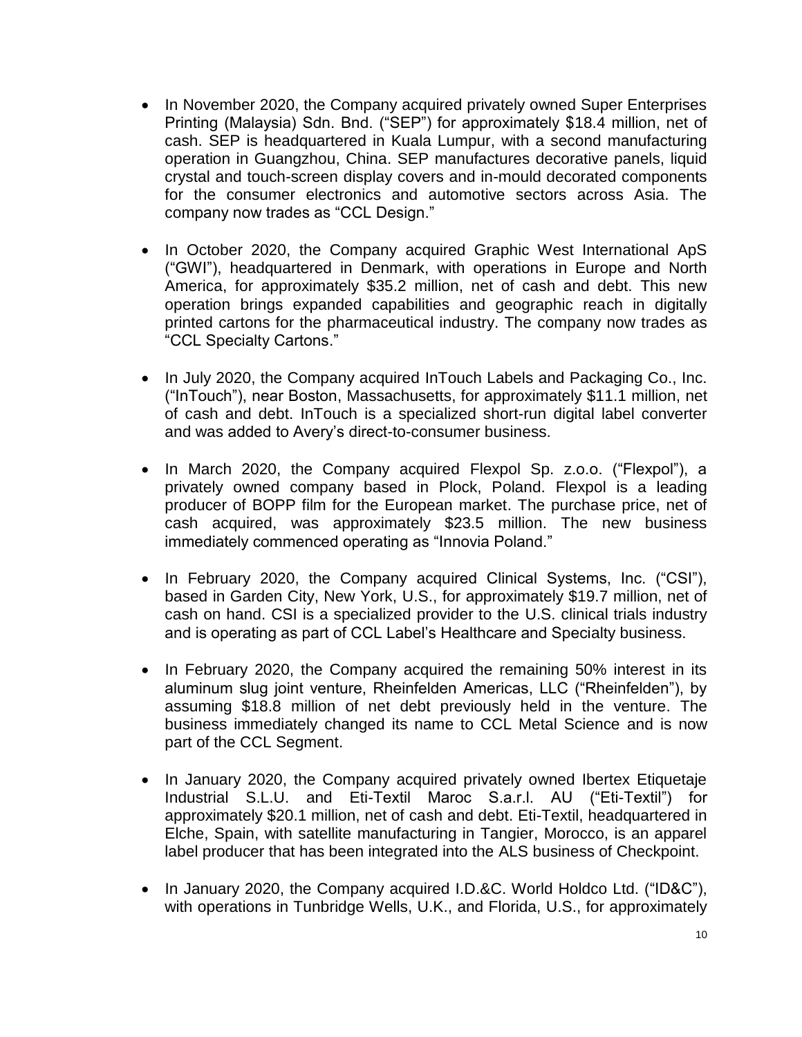- In November 2020, the Company acquired privately owned Super Enterprises Printing (Malaysia) Sdn. Bnd. ("SEP") for approximately $18.4 million, net of cash. SEP is headquartered in Kuala Lumpur, with a second manufacturing operation in Guangzhou, China. SEP manufactures decorative panels, liquid crystal and touch-screen display covers and in-mould decorated components for the consumer electronics and automotive sectors across Asia. The company now trades as "CCL Design."

- In October 2020, the Company acquired Graphic West International ApS ("GWI"), headquartered in Denmark, with operations in Europe and North America, for approximately $35.2 million, net of cash and debt. This new operation brings expanded capabilities and geographic reach in digitally printed cartons for the pharmaceutical industry. The company now trades as "CCL Specialty Cartons."

- In July 2020, the Company acquired InTouch Labels and Packaging Co., Inc. ("InTouch"), near Boston, Massachusetts, for approximately $11.1 million, net of cash and debt. InTouch is a specialized short-run digital label converter and was added to Avery's direct-to-consumer business.

- In March 2020, the Company acquired Flexpol Sp. z.o.o. ("Flexpol"), a privately owned company based in Plock, Poland. Flexpol is a leading producer of BOPP film for the European market. The purchase price, net of cash acquired, was approximately $23.5 million. The new business immediately commenced operating as "Innovia Poland."

- In February 2020, the Company acquired Clinical Systems, Inc. ("CSI"), based in Garden City, New York, U.S., for approximately $19.7 million, net of cash on hand. CSI is a specialized provider to the U.S. clinical trials industry and is operating as part of CCL Label's Healthcare and Specialty business.

- In February 2020, the Company acquired the remaining 50% interest in its aluminum slug joint venture, Rheinfelden Americas, LLC ("Rheinfelden"), by assuming $18.8 million of net debt previously held in the venture. The business immediately changed its name to CCL Metal Science and is now part of the CCL Segment.

- In January 2020, the Company acquired privately owned Ibertex Etiquetaje Industrial S.L.U. and Eti-Textil Maroc S.a.r.l. AU ("Eti-Textil") for approximately $20.1 million, net of cash and debt. Eti-Textil, headquartered in Elche, Spain, with satellite manufacturing in Tangier, Morocco, is an apparel label producer that has been integrated into the ALS business of Checkpoint.

- In January 2020, the Company acquired I.D.&C. World Holdco Ltd. ("ID&C"), with operations in Tunbridge Wells, U.K., and Florida, U.S., for approximately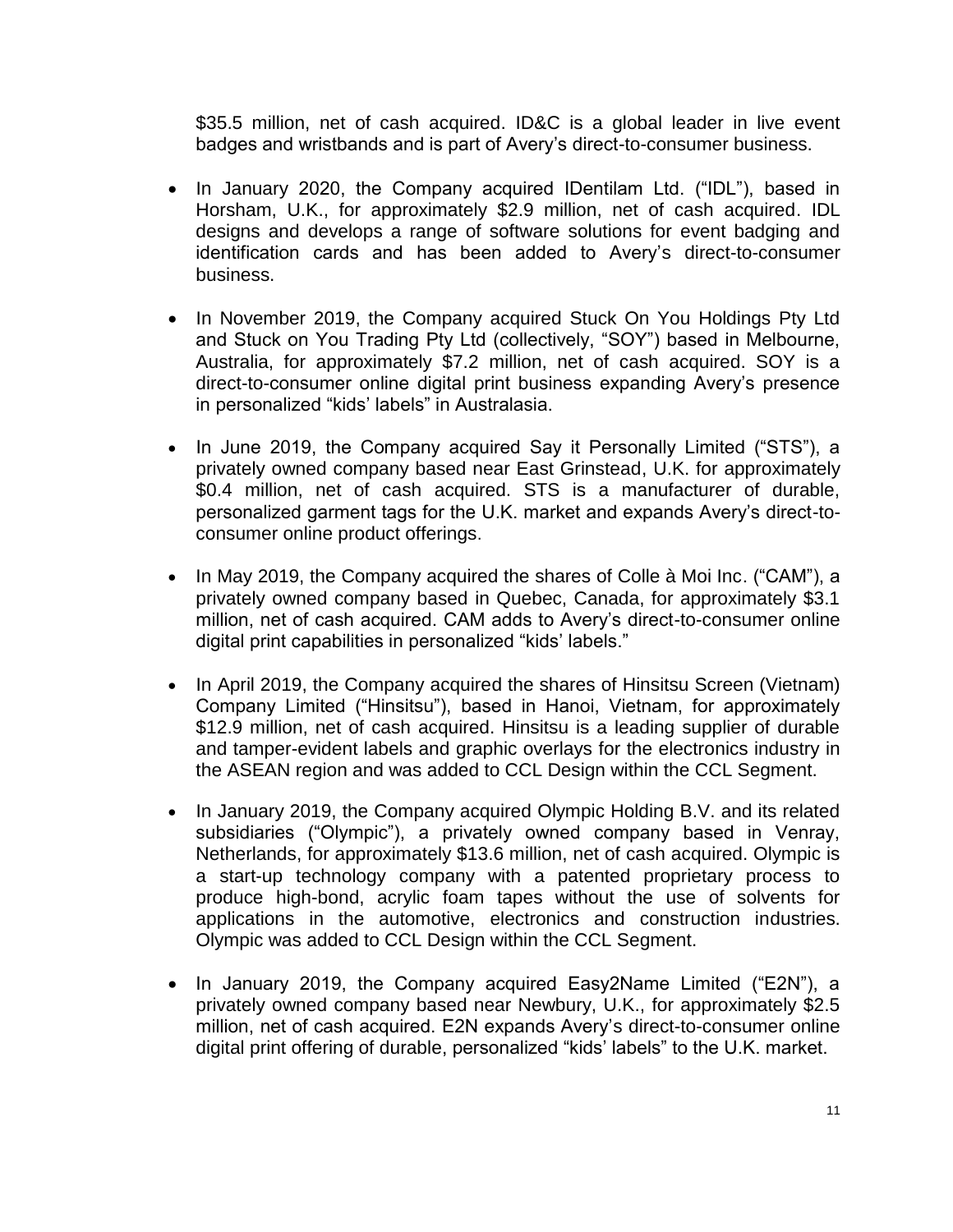$35.5 million, net of cash acquired. ID&C is a global leader in live event badges and wristbands and is part of Avery's direct-to-consumer business.

- In January 2020, the Company acquired IDentilam Ltd. ("IDL"), based in Horsham, U.K., for approximately $2.9 million, net of cash acquired. IDL designs and develops a range of software solutions for event badging and identification cards and has been added to Avery's direct-to-consumer business.

- In November 2019, the Company acquired Stuck On You Holdings Pty Ltd and Stuck on You Trading Pty Ltd (collectively, "SOY") based in Melbourne, Australia, for approximately $7.2 million, net of cash acquired. SOY is a direct-to-consumer online digital print business expanding Avery's presence in personalized "kids' labels" in Australasia.

- In June 2019, the Company acquired Say it Personally Limited ("STS"), a privately owned company based near East Grinstead, U.K. for approximately $0.4 million, net of cash acquired. STS is a manufacturer of durable, personalized garment tags for the U.K. market and expands Avery's direct-to-consumer online product offerings.

- In May 2019, the Company acquired the shares of Colle à Moi Inc. ("CAM"), a privately owned company based in Quebec, Canada, for approximately $3.1 million, net of cash acquired. CAM adds to Avery's direct-to-consumer online digital print capabilities in personalized "kids' labels."

- In April 2019, the Company acquired the shares of Hinsitsu Screen (Vietnam) Company Limited ("Hinsitsu"), based in Hanoi, Vietnam, for approximately $12.9 million, net of cash acquired. Hinsitsu is a leading supplier of durable and tamper-evident labels and graphic overlays for the electronics industry in the ASEAN region and was added to CCL Design within the CCL Segment.

- In January 2019, the Company acquired Olympic Holding B.V. and its related subsidiaries ("Olympic"), a privately owned company based in Venray, Netherlands, for approximately $13.6 million, net of cash acquired. Olympic is a start-up technology company with a patented proprietary process to produce high-bond, acrylic foam tapes without the use of solvents for applications in the automotive, electronics and construction industries. Olympic was added to CCL Design within the CCL Segment.

- In January 2019, the Company acquired Easy2Name Limited ("E2N"), a privately owned company based near Newbury, U.K., for approximately $2.5 million, net of cash acquired. E2N expands Avery's direct-to-consumer online digital print offering of durable, personalized "kids' labels" to the U.K. market.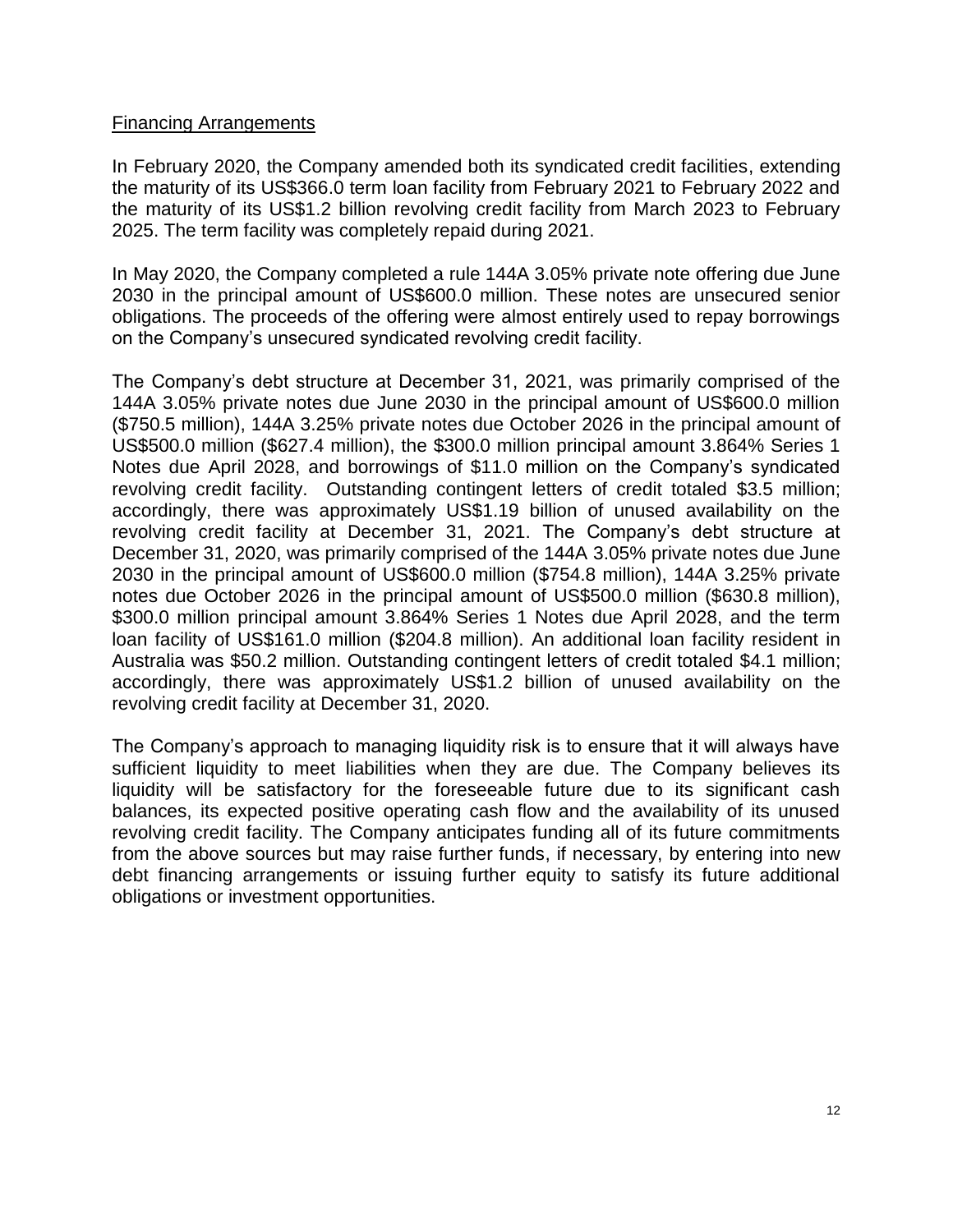## Financing Arrangements

In February 2020, the Company amended both its syndicated credit facilities, extending the maturity of its US$366.0 term loan facility from February 2021 to February 2022 and the maturity of its US$1.2 billion revolving credit facility from March 2023 to February 2025. The term facility was completely repaid during 2021.

In May 2020, the Company completed a rule 144A 3.05% private note offering due June 2030 in the principal amount of US$600.0 million. These notes are unsecured senior obligations. The proceeds of the offering were almost entirely used to repay borrowings on the Company's unsecured syndicated revolving credit facility.

The Company's debt structure at December 31, 2021, was primarily comprised of the 144A 3.05% private notes due June 2030 in the principal amount of US$600.0 million ($750.5 million), 144A 3.25% private notes due October 2026 in the principal amount of US$500.0 million ($627.4 million), the $300.0 million principal amount 3.864% Series 1 Notes due April 2028, and borrowings of $11.0 million on the Company's syndicated revolving credit facility. Outstanding contingent letters of credit totaled $3.5 million; accordingly, there was approximately US$1.19 billion of unused availability on the revolving credit facility at December 31, 2021. The Company's debt structure at December 31, 2020, was primarily comprised of the 144A 3.05% private notes due June 2030 in the principal amount of US$600.0 million ($754.8 million), 144A 3.25% private notes due October 2026 in the principal amount of US$500.0 million ($630.8 million), $300.0 million principal amount 3.864% Series 1 Notes due April 2028, and the term loan facility of US$161.0 million ($204.8 million). An additional loan facility resident in Australia was $50.2 million. Outstanding contingent letters of credit totaled $4.1 million; accordingly, there was approximately US$1.2 billion of unused availability on the revolving credit facility at December 31, 2020.

The Company's approach to managing liquidity risk is to ensure that it will always have sufficient liquidity to meet liabilities when they are due. The Company believes its liquidity will be satisfactory for the foreseeable future due to its significant cash balances, its expected positive operating cash flow and the availability of its unused revolving credit facility. The Company anticipates funding all of its future commitments from the above sources but may raise further funds, if necessary, by entering into new debt financing arrangements or issuing further equity to satisfy its future additional obligations or investment opportunities.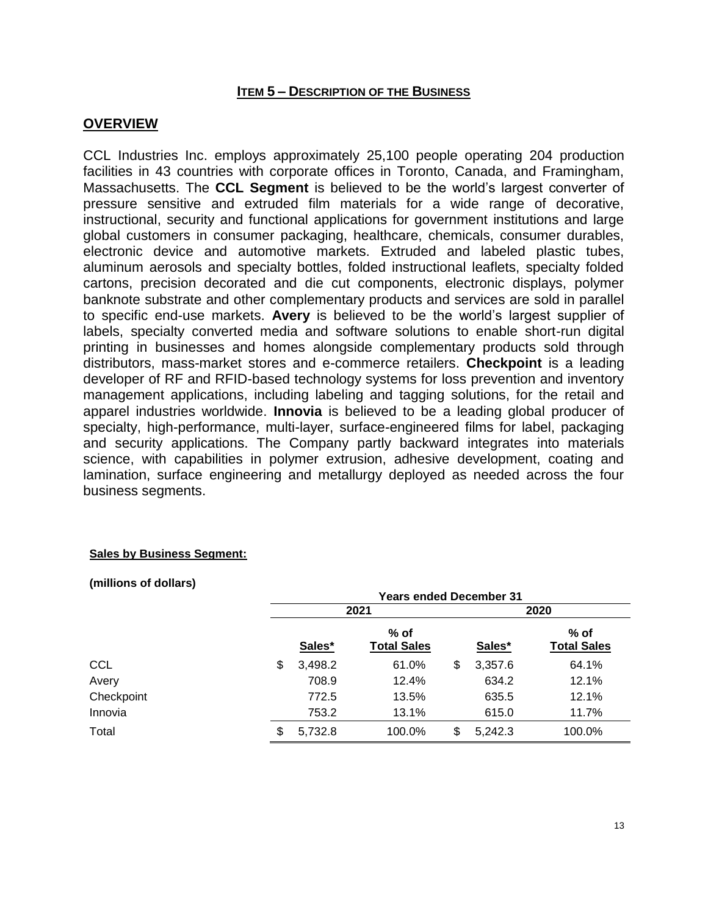## ITEM 5 – DESCRIPTION OF THE BUSINESS

## OVERVIEW

CCL Industries Inc. employs approximately 25,100 people operating 204 production facilities in 43 countries with corporate offices in Toronto, Canada, and Framingham, Massachusetts. The **CCL Segment** is believed to be the world's largest converter of pressure sensitive and extruded film materials for a wide range of decorative, instructional, security and functional applications for government institutions and large global customers in consumer packaging, healthcare, chemicals, consumer durables, electronic device and automotive markets. Extruded and labeled plastic tubes, aluminum aerosols and specialty bottles, folded instructional leaflets, specialty folded cartons, precision decorated and die cut components, electronic displays, polymer banknote substrate and other complementary products and services are sold in parallel to specific end-use markets. **Avery** is believed to be the world's largest supplier of labels, specialty converted media and software solutions to enable short-run digital printing in businesses and homes alongside complementary products sold through distributors, mass-market stores and e-commerce retailers. **Checkpoint** is a leading developer of RF and RFID-based technology systems for loss prevention and inventory management applications, including labeling and tagging solutions, for the retail and apparel industries worldwide. **Innovia** is believed to be a leading global producer of specialty, high-performance, multi-layer, surface-engineered films for label, packaging and security applications. The Company partly backward integrates into materials science, with capabilities in polymer extrusion, adhesive development, coating and lamination, surface engineering and metallurgy deployed as needed across the four business segments.

**Sales by Business Segment:**

**(millions of dollars)**

| | Years ended December 31 | | | |
|---|---|---|---|---|
| | 2021 | | 2020 | |
| | Sales* | % of Total Sales | Sales* | % of Total Sales |
| CCL | $ 3,498.2 | 61.0% | $ 3,357.6 | 64.1% |
| Avery | 708.9 | 12.4% | 634.2 | 12.1% |
| Checkpoint | 772.5 | 13.5% | 635.5 | 12.1% |
| Innovia | 753.2 | 13.1% | 615.0 | 11.7% |
| Total | $ 5,732.8 | 100.0% | $ 5,242.3 | 100.0% |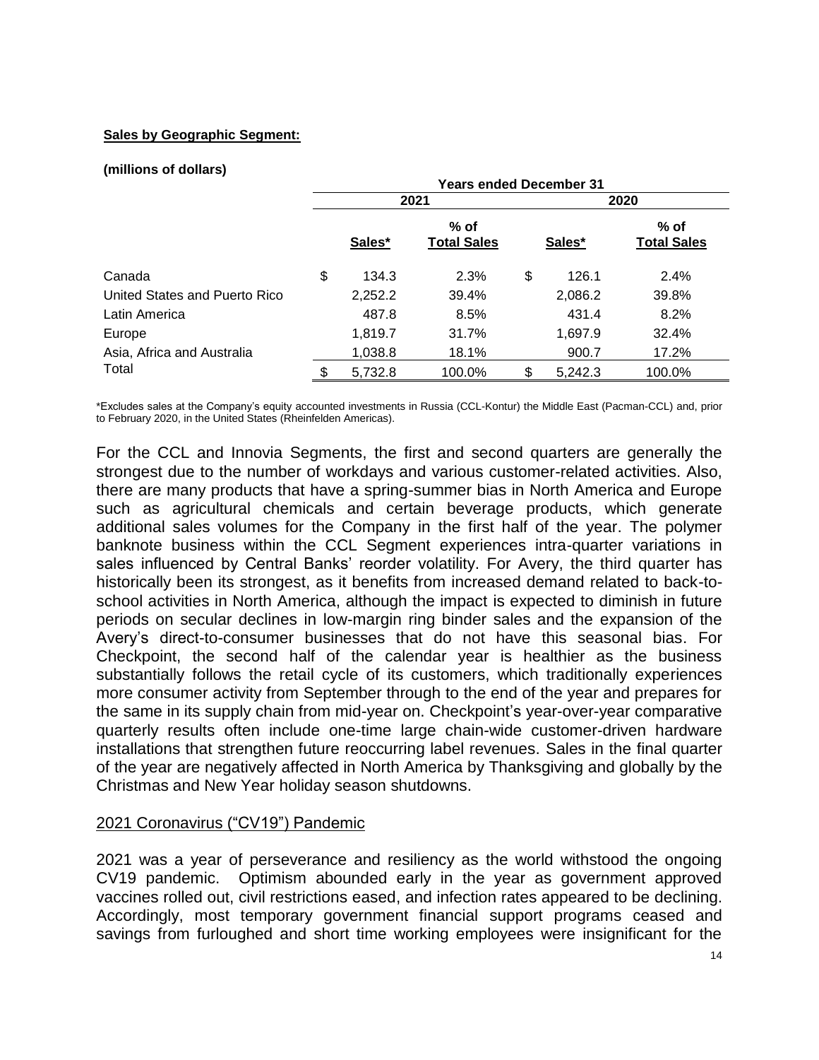**Sales by Geographic Segment:**

**(millions of dollars)**

| | Years ended December 31 | | | |
|---|---|---|---|---|
| | 2021 | | 2020 | |
| | **Sales*** | **% of Total Sales** | **Sales*** | **% of Total Sales** |
| Canada | $ 134.3 | 2.3% | $ 126.1 | 2.4% |
| United States and Puerto Rico | 2,252.2 | 39.4% | 2,086.2 | 39.8% |
| Latin America | 487.8 | 8.5% | 431.4 | 8.2% |
| Europe | 1,819.7 | 31.7% | 1,697.9 | 32.4% |
| Asia, Africa and Australia | 1,038.8 | 18.1% | 900.7 | 17.2% |
| Total | $ 5,732.8 | 100.0% | $ 5,242.3 | 100.0% |

*Excludes sales at the Company's equity accounted investments in Russia (CCL-Kontur) the Middle East (Pacman-CCL) and, prior to February 2020, in the United States (Rheinfelden Americas).

For the CCL and Innovia Segments, the first and second quarters are generally the strongest due to the number of workdays and various customer-related activities. Also, there are many products that have a spring-summer bias in North America and Europe such as agricultural chemicals and certain beverage products, which generate additional sales volumes for the Company in the first half of the year. The polymer banknote business within the CCL Segment experiences intra-quarter variations in sales influenced by Central Banks' reorder volatility. For Avery, the third quarter has historically been its strongest, as it benefits from increased demand related to back-to-school activities in North America, although the impact is expected to diminish in future periods on secular declines in low-margin ring binder sales and the expansion of the Avery's direct-to-consumer businesses that do not have this seasonal bias. For Checkpoint, the second half of the calendar year is healthier as the business substantially follows the retail cycle of its customers, which traditionally experiences more consumer activity from September through to the end of the year and prepares for the same in its supply chain from mid-year on. Checkpoint's year-over-year comparative quarterly results often include one-time large chain-wide customer-driven hardware installations that strengthen future reoccurring label revenues. Sales in the final quarter of the year are negatively affected in North America by Thanksgiving and globally by the Christmas and New Year holiday season shutdowns.

## 2021 Coronavirus ("CV19") Pandemic

2021 was a year of perseverance and resiliency as the world withstood the ongoing CV19 pandemic. Optimism abounded early in the year as government approved vaccines rolled out, civil restrictions eased, and infection rates appeared to be declining. Accordingly, most temporary government financial support programs ceased and savings from furloughed and short time working employees were insignificant for the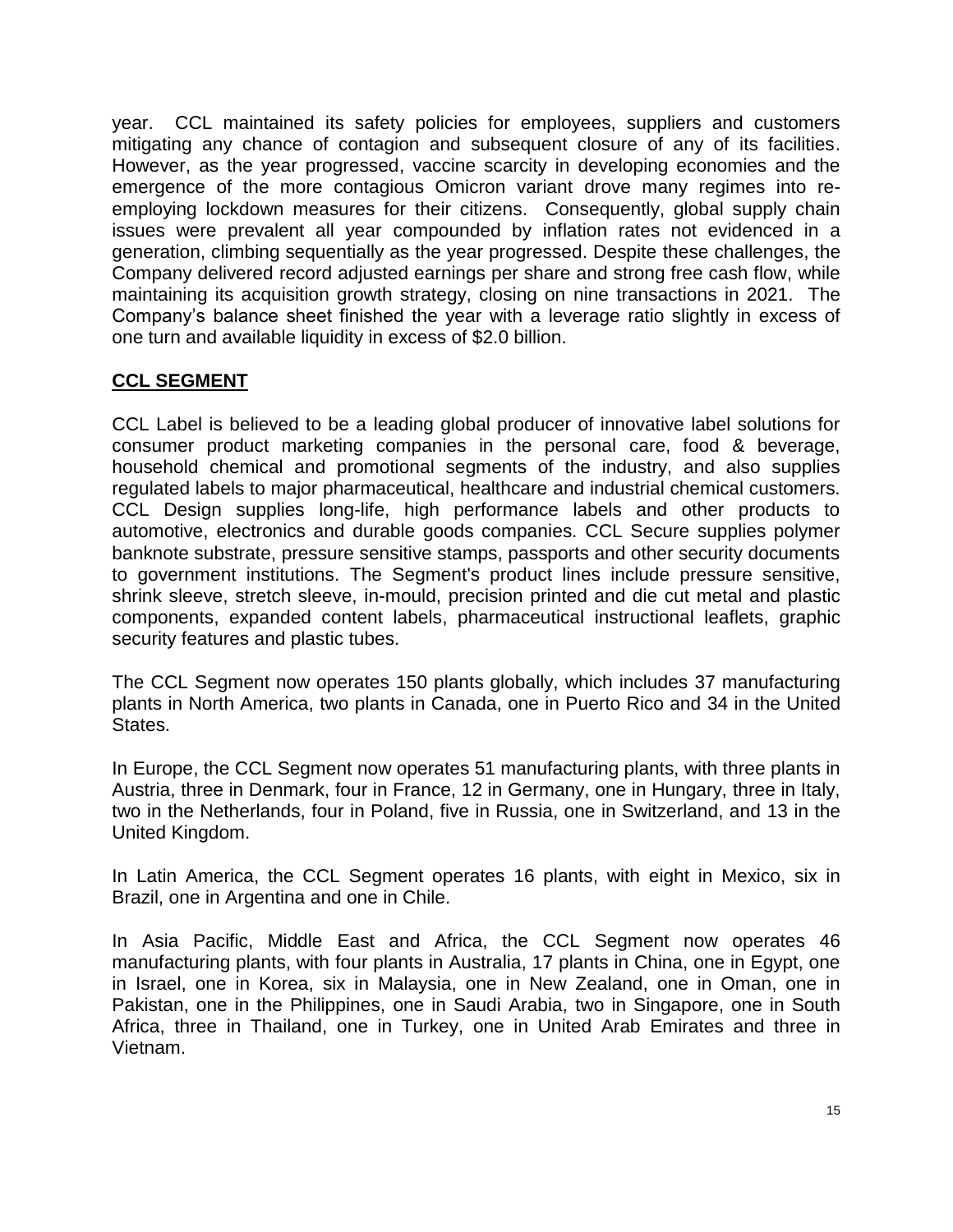year. CCL maintained its safety policies for employees, suppliers and customers mitigating any chance of contagion and subsequent closure of any of its facilities. However, as the year progressed, vaccine scarcity in developing economies and the emergence of the more contagious Omicron variant drove many regimes into re-employing lockdown measures for their citizens. Consequently, global supply chain issues were prevalent all year compounded by inflation rates not evidenced in a generation, climbing sequentially as the year progressed. Despite these challenges, the Company delivered record adjusted earnings per share and strong free cash flow, while maintaining its acquisition growth strategy, closing on nine transactions in 2021. The Company's balance sheet finished the year with a leverage ratio slightly in excess of one turn and available liquidity in excess of $2.0 billion.

## CCL SEGMENT

CCL Label is believed to be a leading global producer of innovative label solutions for consumer product marketing companies in the personal care, food & beverage, household chemical and promotional segments of the industry, and also supplies regulated labels to major pharmaceutical, healthcare and industrial chemical customers. CCL Design supplies long-life, high performance labels and other products to automotive, electronics and durable goods companies. CCL Secure supplies polymer banknote substrate, pressure sensitive stamps, passports and other security documents to government institutions. The Segment's product lines include pressure sensitive, shrink sleeve, stretch sleeve, in-mould, precision printed and die cut metal and plastic components, expanded content labels, pharmaceutical instructional leaflets, graphic security features and plastic tubes.

The CCL Segment now operates 150 plants globally, which includes 37 manufacturing plants in North America, two plants in Canada, one in Puerto Rico and 34 in the United States.

In Europe, the CCL Segment now operates 51 manufacturing plants, with three plants in Austria, three in Denmark, four in France, 12 in Germany, one in Hungary, three in Italy, two in the Netherlands, four in Poland, five in Russia, one in Switzerland, and 13 in the United Kingdom.

In Latin America, the CCL Segment operates 16 plants, with eight in Mexico, six in Brazil, one in Argentina and one in Chile.

In Asia Pacific, Middle East and Africa, the CCL Segment now operates 46 manufacturing plants, with four plants in Australia, 17 plants in China, one in Egypt, one in Israel, one in Korea, six in Malaysia, one in New Zealand, one in Oman, one in Pakistan, one in the Philippines, one in Saudi Arabia, two in Singapore, one in South Africa, three in Thailand, one in Turkey, one in United Arab Emirates and three in Vietnam.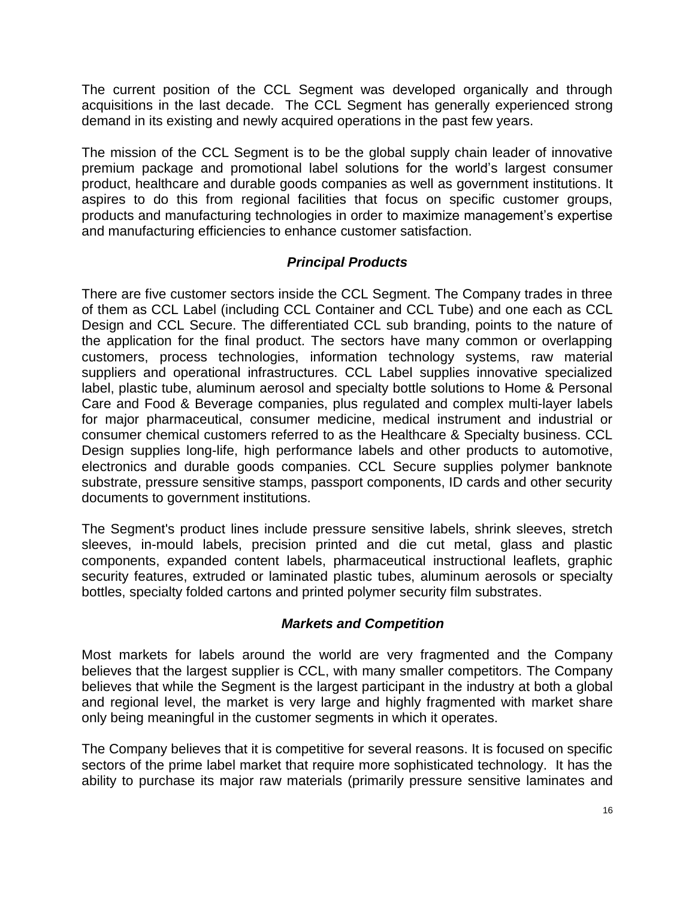The current position of the CCL Segment was developed organically and through acquisitions in the last decade. The CCL Segment has generally experienced strong demand in its existing and newly acquired operations in the past few years.

The mission of the CCL Segment is to be the global supply chain leader of innovative premium package and promotional label solutions for the world's largest consumer product, healthcare and durable goods companies as well as government institutions. It aspires to do this from regional facilities that focus on specific customer groups, products and manufacturing technologies in order to maximize management's expertise and manufacturing efficiencies to enhance customer satisfaction.

### *Principal Products*

There are five customer sectors inside the CCL Segment. The Company trades in three of them as CCL Label (including CCL Container and CCL Tube) and one each as CCL Design and CCL Secure. The differentiated CCL sub branding, points to the nature of the application for the final product. The sectors have many common or overlapping customers, process technologies, information technology systems, raw material suppliers and operational infrastructures. CCL Label supplies innovative specialized label, plastic tube, aluminum aerosol and specialty bottle solutions to Home & Personal Care and Food & Beverage companies, plus regulated and complex multi-layer labels for major pharmaceutical, consumer medicine, medical instrument and industrial or consumer chemical customers referred to as the Healthcare & Specialty business. CCL Design supplies long-life, high performance labels and other products to automotive, electronics and durable goods companies. CCL Secure supplies polymer banknote substrate, pressure sensitive stamps, passport components, ID cards and other security documents to government institutions.

The Segment's product lines include pressure sensitive labels, shrink sleeves, stretch sleeves, in-mould labels, precision printed and die cut metal, glass and plastic components, expanded content labels, pharmaceutical instructional leaflets, graphic security features, extruded or laminated plastic tubes, aluminum aerosols or specialty bottles, specialty folded cartons and printed polymer security film substrates.

### *Markets and Competition*

Most markets for labels around the world are very fragmented and the Company believes that the largest supplier is CCL, with many smaller competitors. The Company believes that while the Segment is the largest participant in the industry at both a global and regional level, the market is very large and highly fragmented with market share only being meaningful in the customer segments in which it operates.

The Company believes that it is competitive for several reasons. It is focused on specific sectors of the prime label market that require more sophisticated technology. It has the ability to purchase its major raw materials (primarily pressure sensitive laminates and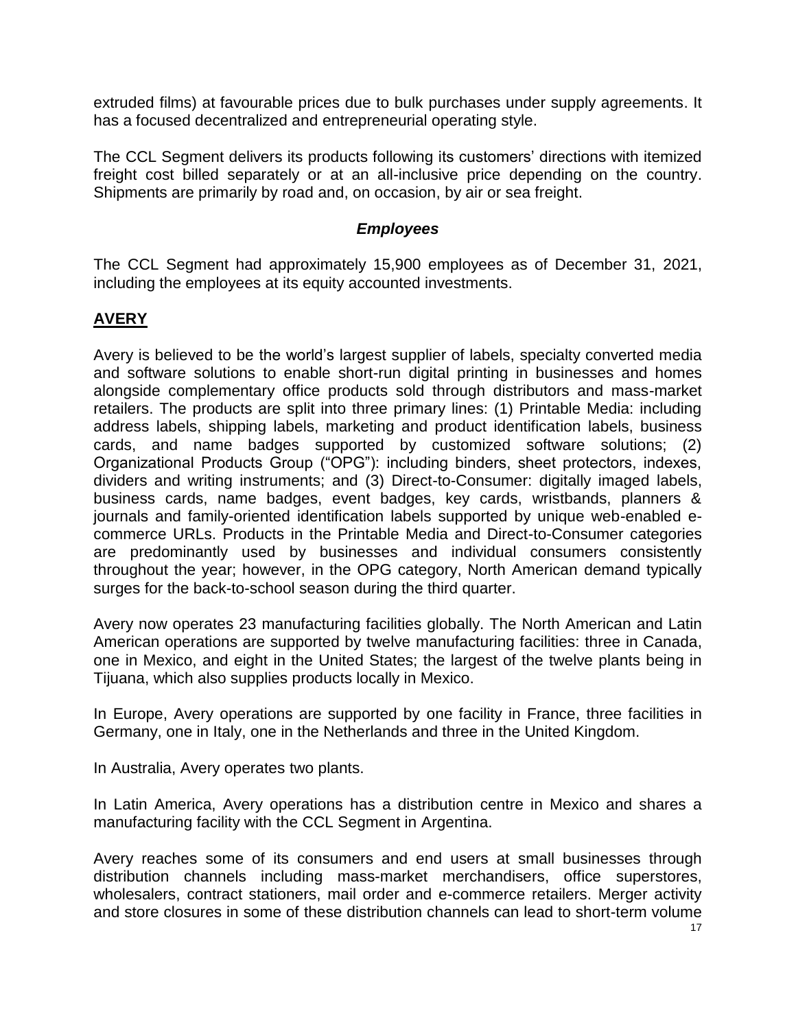extruded films) at favourable prices due to bulk purchases under supply agreements. It has a focused decentralized and entrepreneurial operating style.

The CCL Segment delivers its products following its customers' directions with itemized freight cost billed separately or at an all-inclusive price depending on the country. Shipments are primarily by road and, on occasion, by air or sea freight.

### *Employees*

The CCL Segment had approximately 15,900 employees as of December 31, 2021, including the employees at its equity accounted investments.

## **AVERY**

Avery is believed to be the world's largest supplier of labels, specialty converted media and software solutions to enable short-run digital printing in businesses and homes alongside complementary office products sold through distributors and mass-market retailers. The products are split into three primary lines: (1) Printable Media: including address labels, shipping labels, marketing and product identification labels, business cards, and name badges supported by customized software solutions; (2) Organizational Products Group ("OPG"): including binders, sheet protectors, indexes, dividers and writing instruments; and (3) Direct-to-Consumer: digitally imaged labels, business cards, name badges, event badges, key cards, wristbands, planners & journals and family-oriented identification labels supported by unique web-enabled e-commerce URLs. Products in the Printable Media and Direct-to-Consumer categories are predominantly used by businesses and individual consumers consistently throughout the year; however, in the OPG category, North American demand typically surges for the back-to-school season during the third quarter.

Avery now operates 23 manufacturing facilities globally. The North American and Latin American operations are supported by twelve manufacturing facilities: three in Canada, one in Mexico, and eight in the United States; the largest of the twelve plants being in Tijuana, which also supplies products locally in Mexico.

In Europe, Avery operations are supported by one facility in France, three facilities in Germany, one in Italy, one in the Netherlands and three in the United Kingdom.

In Australia, Avery operates two plants.

In Latin America, Avery operations has a distribution centre in Mexico and shares a manufacturing facility with the CCL Segment in Argentina.

Avery reaches some of its consumers and end users at small businesses through distribution channels including mass-market merchandisers, office superstores, wholesalers, contract stationers, mail order and e-commerce retailers. Merger activity and store closures in some of these distribution channels can lead to short-term volume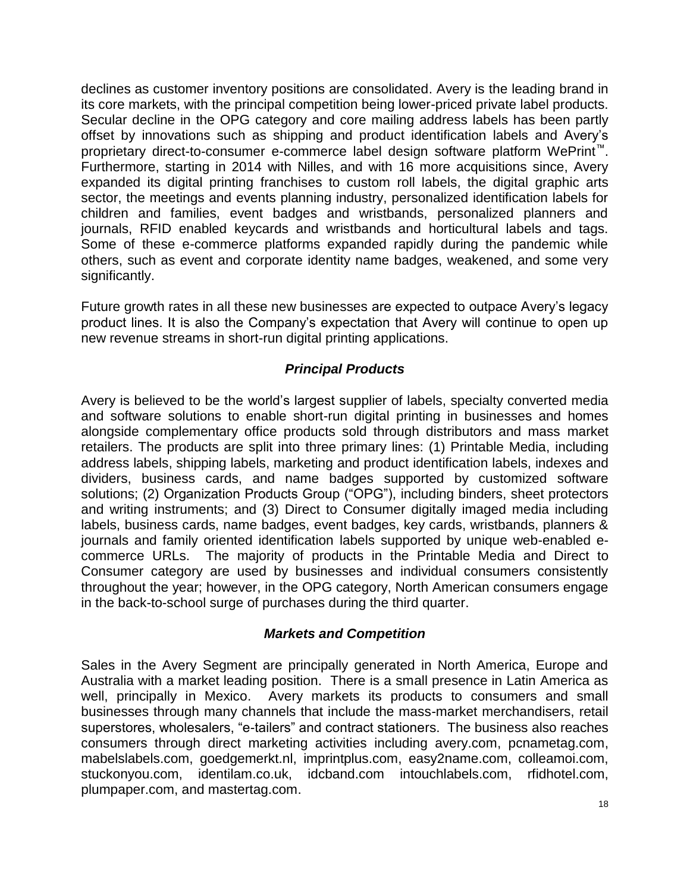declines as customer inventory positions are consolidated. Avery is the leading brand in its core markets, with the principal competition being lower-priced private label products. Secular decline in the OPG category and core mailing address labels has been partly offset by innovations such as shipping and product identification labels and Avery's proprietary direct-to-consumer e-commerce label design software platform WePrint™. Furthermore, starting in 2014 with Nilles, and with 16 more acquisitions since, Avery expanded its digital printing franchises to custom roll labels, the digital graphic arts sector, the meetings and events planning industry, personalized identification labels for children and families, event badges and wristbands, personalized planners and journals, RFID enabled keycards and wristbands and horticultural labels and tags. Some of these e-commerce platforms expanded rapidly during the pandemic while others, such as event and corporate identity name badges, weakened, and some very significantly.

Future growth rates in all these new businesses are expected to outpace Avery's legacy product lines. It is also the Company's expectation that Avery will continue to open up new revenue streams in short-run digital printing applications.

### *Principal Products*

Avery is believed to be the world's largest supplier of labels, specialty converted media and software solutions to enable short-run digital printing in businesses and homes alongside complementary office products sold through distributors and mass market retailers. The products are split into three primary lines: (1) Printable Media, including address labels, shipping labels, marketing and product identification labels, indexes and dividers, business cards, and name badges supported by customized software solutions; (2) Organization Products Group ("OPG"), including binders, sheet protectors and writing instruments; and (3) Direct to Consumer digitally imaged media including labels, business cards, name badges, event badges, key cards, wristbands, planners & journals and family oriented identification labels supported by unique web-enabled e-commerce URLs. The majority of products in the Printable Media and Direct to Consumer category are used by businesses and individual consumers consistently throughout the year; however, in the OPG category, North American consumers engage in the back-to-school surge of purchases during the third quarter.

### *Markets and Competition*

Sales in the Avery Segment are principally generated in North America, Europe and Australia with a market leading position. There is a small presence in Latin America as well, principally in Mexico. Avery markets its products to consumers and small businesses through many channels that include the mass-market merchandisers, retail superstores, wholesalers, "e-tailers" and contract stationers. The business also reaches consumers through direct marketing activities including avery.com, pcnametag.com, mabelslabels.com, goedgemerkt.nl, imprintplus.com, easy2name.com, colleamoi.com, stuckonyou.com, identilam.co.uk, idcband.com intouchlabels.com, rfidhotel.com, plumpaper.com, and mastertag.com.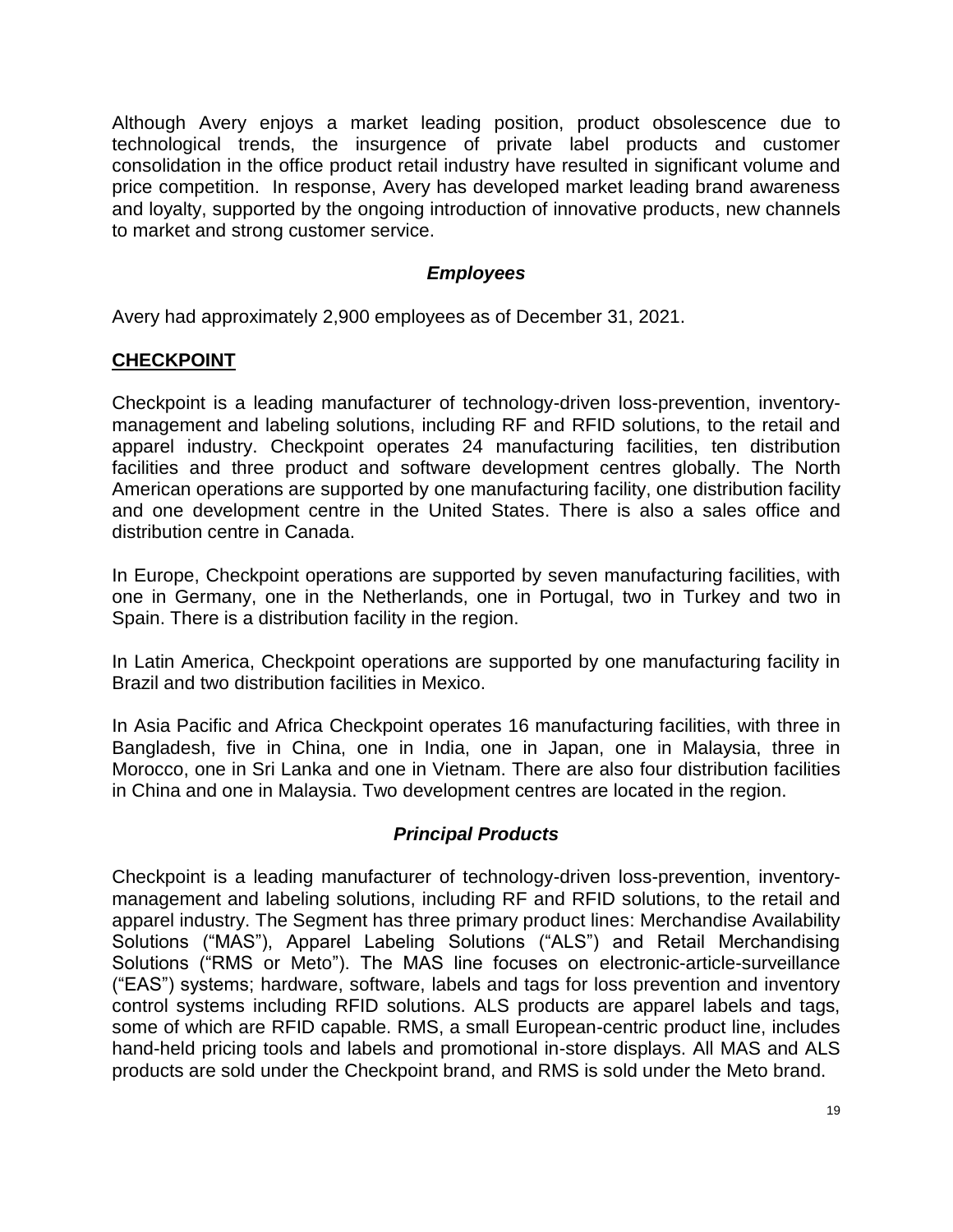Although Avery enjoys a market leading position, product obsolescence due to technological trends, the insurgence of private label products and customer consolidation in the office product retail industry have resulted in significant volume and price competition. In response, Avery has developed market leading brand awareness and loyalty, supported by the ongoing introduction of innovative products, new channels to market and strong customer service.

### *Employees*

Avery had approximately 2,900 employees as of December 31, 2021.

## **CHECKPOINT**

Checkpoint is a leading manufacturer of technology-driven loss-prevention, inventory-management and labeling solutions, including RF and RFID solutions, to the retail and apparel industry. Checkpoint operates 24 manufacturing facilities, ten distribution facilities and three product and software development centres globally. The North American operations are supported by one manufacturing facility, one distribution facility and one development centre in the United States. There is also a sales office and distribution centre in Canada.

In Europe, Checkpoint operations are supported by seven manufacturing facilities, with one in Germany, one in the Netherlands, one in Portugal, two in Turkey and two in Spain. There is a distribution facility in the region.

In Latin America, Checkpoint operations are supported by one manufacturing facility in Brazil and two distribution facilities in Mexico.

In Asia Pacific and Africa Checkpoint operates 16 manufacturing facilities, with three in Bangladesh, five in China, one in India, one in Japan, one in Malaysia, three in Morocco, one in Sri Lanka and one in Vietnam. There are also four distribution facilities in China and one in Malaysia. Two development centres are located in the region.

### *Principal Products*

Checkpoint is a leading manufacturer of technology-driven loss-prevention, inventory-management and labeling solutions, including RF and RFID solutions, to the retail and apparel industry. The Segment has three primary product lines: Merchandise Availability Solutions ("MAS"), Apparel Labeling Solutions ("ALS") and Retail Merchandising Solutions ("RMS or Meto"). The MAS line focuses on electronic-article-surveillance ("EAS") systems; hardware, software, labels and tags for loss prevention and inventory control systems including RFID solutions. ALS products are apparel labels and tags, some of which are RFID capable. RMS, a small European-centric product line, includes hand-held pricing tools and labels and promotional in-store displays. All MAS and ALS products are sold under the Checkpoint brand, and RMS is sold under the Meto brand.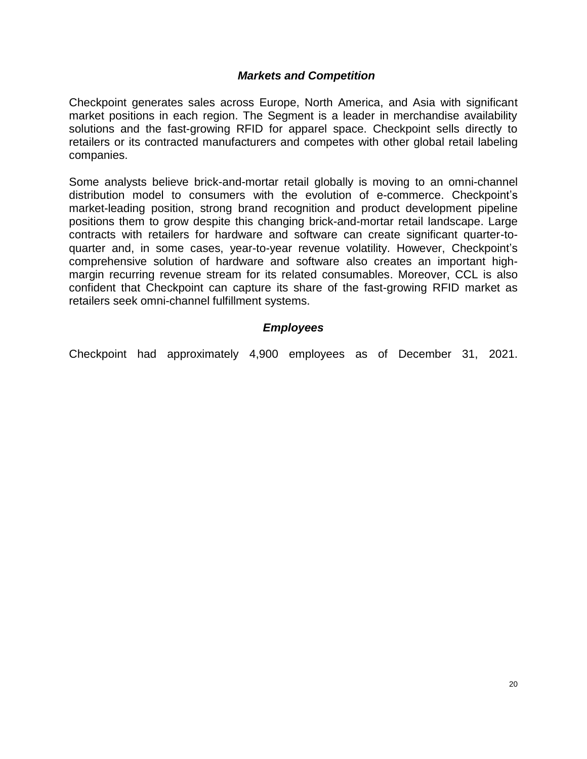### *Markets and Competition*

Checkpoint generates sales across Europe, North America, and Asia with significant market positions in each region. The Segment is a leader in merchandise availability solutions and the fast-growing RFID for apparel space. Checkpoint sells directly to retailers or its contracted manufacturers and competes with other global retail labeling companies.

Some analysts believe brick-and-mortar retail globally is moving to an omni-channel distribution model to consumers with the evolution of e-commerce. Checkpoint's market-leading position, strong brand recognition and product development pipeline positions them to grow despite this changing brick-and-mortar retail landscape. Large contracts with retailers for hardware and software can create significant quarter-to-quarter and, in some cases, year-to-year revenue volatility. However, Checkpoint's comprehensive solution of hardware and software also creates an important high-margin recurring revenue stream for its related consumables. Moreover, CCL is also confident that Checkpoint can capture its share of the fast-growing RFID market as retailers seek omni-channel fulfillment systems.

### *Employees*

Checkpoint had approximately 4,900 employees as of December 31, 2021.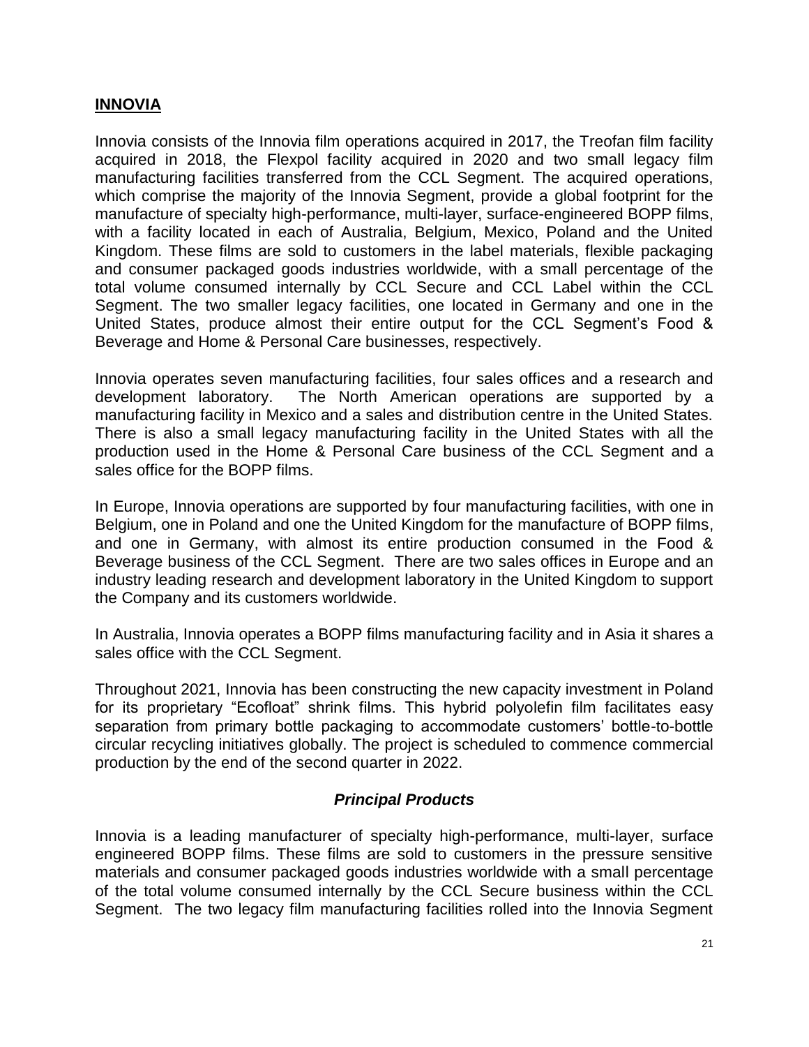## INNOVIA

Innovia consists of the Innovia film operations acquired in 2017, the Treofan film facility acquired in 2018, the Flexpol facility acquired in 2020 and two small legacy film manufacturing facilities transferred from the CCL Segment. The acquired operations, which comprise the majority of the Innovia Segment, provide a global footprint for the manufacture of specialty high-performance, multi-layer, surface-engineered BOPP films, with a facility located in each of Australia, Belgium, Mexico, Poland and the United Kingdom. These films are sold to customers in the label materials, flexible packaging and consumer packaged goods industries worldwide, with a small percentage of the total volume consumed internally by CCL Secure and CCL Label within the CCL Segment. The two smaller legacy facilities, one located in Germany and one in the United States, produce almost their entire output for the CCL Segment's Food & Beverage and Home & Personal Care businesses, respectively.

Innovia operates seven manufacturing facilities, four sales offices and a research and development laboratory. The North American operations are supported by a manufacturing facility in Mexico and a sales and distribution centre in the United States. There is also a small legacy manufacturing facility in the United States with all the production used in the Home & Personal Care business of the CCL Segment and a sales office for the BOPP films.

In Europe, Innovia operations are supported by four manufacturing facilities, with one in Belgium, one in Poland and one the United Kingdom for the manufacture of BOPP films, and one in Germany, with almost its entire production consumed in the Food & Beverage business of the CCL Segment. There are two sales offices in Europe and an industry leading research and development laboratory in the United Kingdom to support the Company and its customers worldwide.

In Australia, Innovia operates a BOPP films manufacturing facility and in Asia it shares a sales office with the CCL Segment.

Throughout 2021, Innovia has been constructing the new capacity investment in Poland for its proprietary "Ecofloat" shrink films. This hybrid polyolefin film facilitates easy separation from primary bottle packaging to accommodate customers' bottle-to-bottle circular recycling initiatives globally. The project is scheduled to commence commercial production by the end of the second quarter in 2022.

### *Principal Products*

Innovia is a leading manufacturer of specialty high-performance, multi-layer, surface engineered BOPP films. These films are sold to customers in the pressure sensitive materials and consumer packaged goods industries worldwide with a small percentage of the total volume consumed internally by the CCL Secure business within the CCL Segment. The two legacy film manufacturing facilities rolled into the Innovia Segment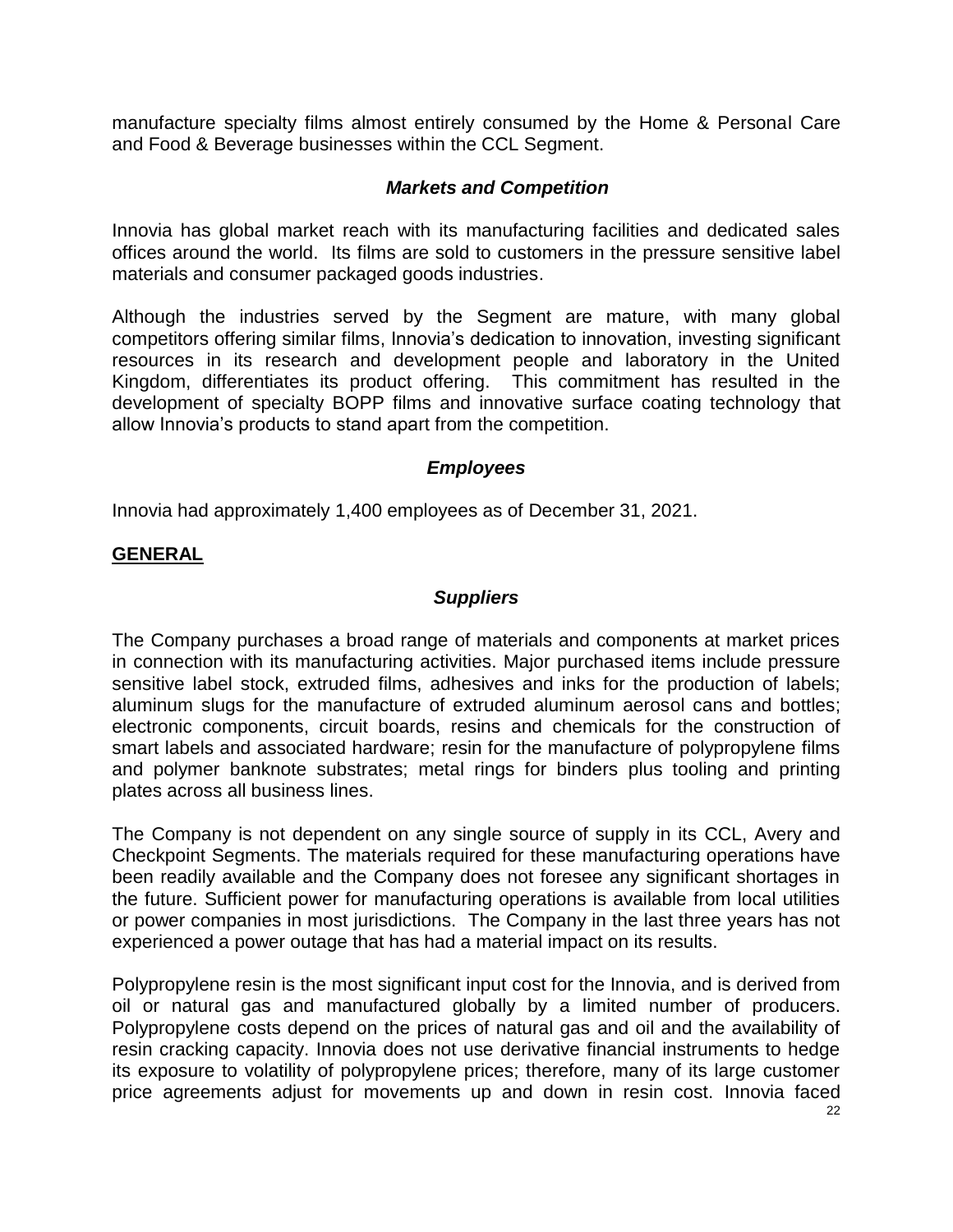manufacture specialty films almost entirely consumed by the Home & Personal Care and Food & Beverage businesses within the CCL Segment.

### *Markets and Competition*

Innovia has global market reach with its manufacturing facilities and dedicated sales offices around the world. Its films are sold to customers in the pressure sensitive label materials and consumer packaged goods industries.

Although the industries served by the Segment are mature, with many global competitors offering similar films, Innovia's dedication to innovation, investing significant resources in its research and development people and laboratory in the United Kingdom, differentiates its product offering. This commitment has resulted in the development of specialty BOPP films and innovative surface coating technology that allow Innovia's products to stand apart from the competition.

### *Employees*

Innovia had approximately 1,400 employees as of December 31, 2021.

## GENERAL

### *Suppliers*

The Company purchases a broad range of materials and components at market prices in connection with its manufacturing activities. Major purchased items include pressure sensitive label stock, extruded films, adhesives and inks for the production of labels; aluminum slugs for the manufacture of extruded aluminum aerosol cans and bottles; electronic components, circuit boards, resins and chemicals for the construction of smart labels and associated hardware; resin for the manufacture of polypropylene films and polymer banknote substrates; metal rings for binders plus tooling and printing plates across all business lines.

The Company is not dependent on any single source of supply in its CCL, Avery and Checkpoint Segments. The materials required for these manufacturing operations have been readily available and the Company does not foresee any significant shortages in the future. Sufficient power for manufacturing operations is available from local utilities or power companies in most jurisdictions. The Company in the last three years has not experienced a power outage that has had a material impact on its results.

Polypropylene resin is the most significant input cost for the Innovia, and is derived from oil or natural gas and manufactured globally by a limited number of producers. Polypropylene costs depend on the prices of natural gas and oil and the availability of resin cracking capacity. Innovia does not use derivative financial instruments to hedge its exposure to volatility of polypropylene prices; therefore, many of its large customer price agreements adjust for movements up and down in resin cost. Innovia faced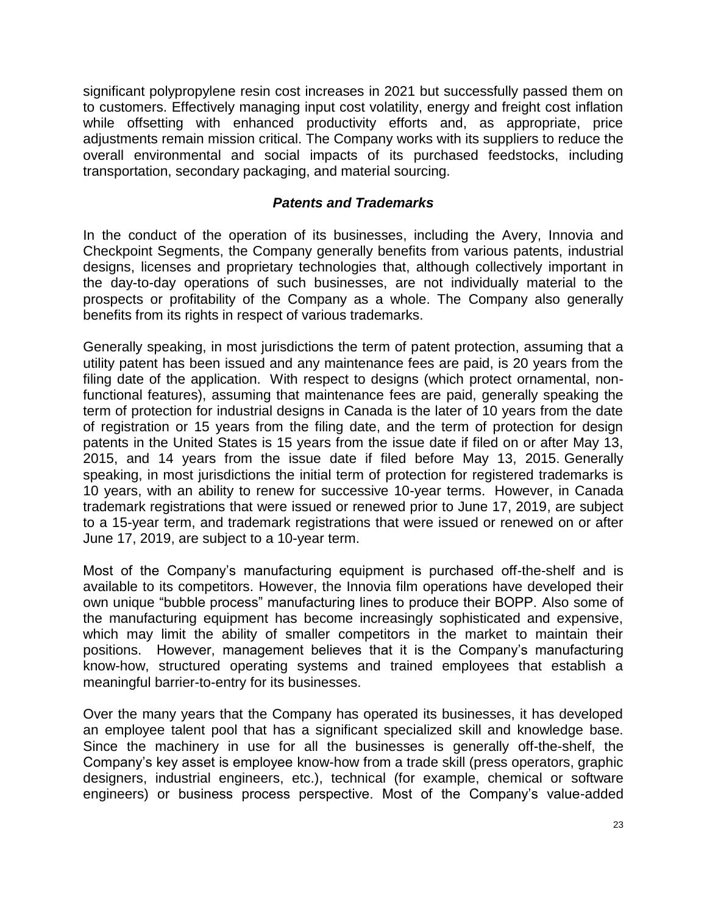significant polypropylene resin cost increases in 2021 but successfully passed them on to customers. Effectively managing input cost volatility, energy and freight cost inflation while offsetting with enhanced productivity efforts and, as appropriate, price adjustments remain mission critical. The Company works with its suppliers to reduce the overall environmental and social impacts of its purchased feedstocks, including transportation, secondary packaging, and material sourcing.

### *Patents and Trademarks*

In the conduct of the operation of its businesses, including the Avery, Innovia and Checkpoint Segments, the Company generally benefits from various patents, industrial designs, licenses and proprietary technologies that, although collectively important in the day-to-day operations of such businesses, are not individually material to the prospects or profitability of the Company as a whole. The Company also generally benefits from its rights in respect of various trademarks.

Generally speaking, in most jurisdictions the term of patent protection, assuming that a utility patent has been issued and any maintenance fees are paid, is 20 years from the filing date of the application. With respect to designs (which protect ornamental, non-functional features), assuming that maintenance fees are paid, generally speaking the term of protection for industrial designs in Canada is the later of 10 years from the date of registration or 15 years from the filing date, and the term of protection for design patents in the United States is 15 years from the issue date if filed on or after May 13, 2015, and 14 years from the issue date if filed before May 13, 2015. Generally speaking, in most jurisdictions the initial term of protection for registered trademarks is 10 years, with an ability to renew for successive 10-year terms. However, in Canada trademark registrations that were issued or renewed prior to June 17, 2019, are subject to a 15-year term, and trademark registrations that were issued or renewed on or after June 17, 2019, are subject to a 10-year term.

Most of the Company's manufacturing equipment is purchased off-the-shelf and is available to its competitors. However, the Innovia film operations have developed their own unique "bubble process" manufacturing lines to produce their BOPP. Also some of the manufacturing equipment has become increasingly sophisticated and expensive, which may limit the ability of smaller competitors in the market to maintain their positions. However, management believes that it is the Company's manufacturing know-how, structured operating systems and trained employees that establish a meaningful barrier-to-entry for its businesses.

Over the many years that the Company has operated its businesses, it has developed an employee talent pool that has a significant specialized skill and knowledge base. Since the machinery in use for all the businesses is generally off-the-shelf, the Company's key asset is employee know-how from a trade skill (press operators, graphic designers, industrial engineers, etc.), technical (for example, chemical or software engineers) or business process perspective. Most of the Company's value-added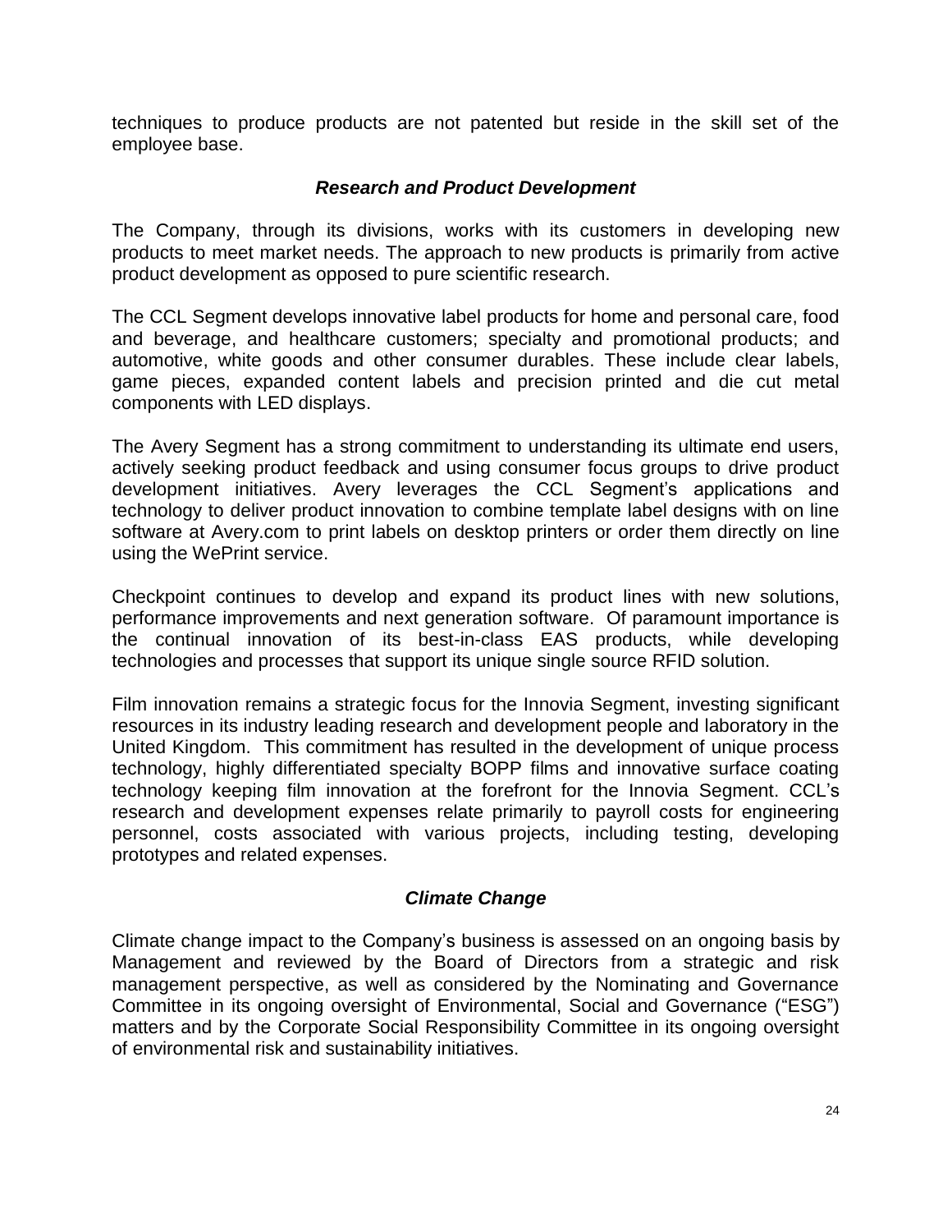techniques to produce products are not patented but reside in the skill set of the employee base.

### *Research and Product Development*

The Company, through its divisions, works with its customers in developing new products to meet market needs. The approach to new products is primarily from active product development as opposed to pure scientific research.

The CCL Segment develops innovative label products for home and personal care, food and beverage, and healthcare customers; specialty and promotional products; and automotive, white goods and other consumer durables. These include clear labels, game pieces, expanded content labels and precision printed and die cut metal components with LED displays.

The Avery Segment has a strong commitment to understanding its ultimate end users, actively seeking product feedback and using consumer focus groups to drive product development initiatives. Avery leverages the CCL Segment's applications and technology to deliver product innovation to combine template label designs with on line software at Avery.com to print labels on desktop printers or order them directly on line using the WePrint service.

Checkpoint continues to develop and expand its product lines with new solutions, performance improvements and next generation software. Of paramount importance is the continual innovation of its best-in-class EAS products, while developing technologies and processes that support its unique single source RFID solution.

Film innovation remains a strategic focus for the Innovia Segment, investing significant resources in its industry leading research and development people and laboratory in the United Kingdom. This commitment has resulted in the development of unique process technology, highly differentiated specialty BOPP films and innovative surface coating technology keeping film innovation at the forefront for the Innovia Segment. CCL's research and development expenses relate primarily to payroll costs for engineering personnel, costs associated with various projects, including testing, developing prototypes and related expenses.

### *Climate Change*

Climate change impact to the Company's business is assessed on an ongoing basis by Management and reviewed by the Board of Directors from a strategic and risk management perspective, as well as considered by the Nominating and Governance Committee in its ongoing oversight of Environmental, Social and Governance ("ESG") matters and by the Corporate Social Responsibility Committee in its ongoing oversight of environmental risk and sustainability initiatives.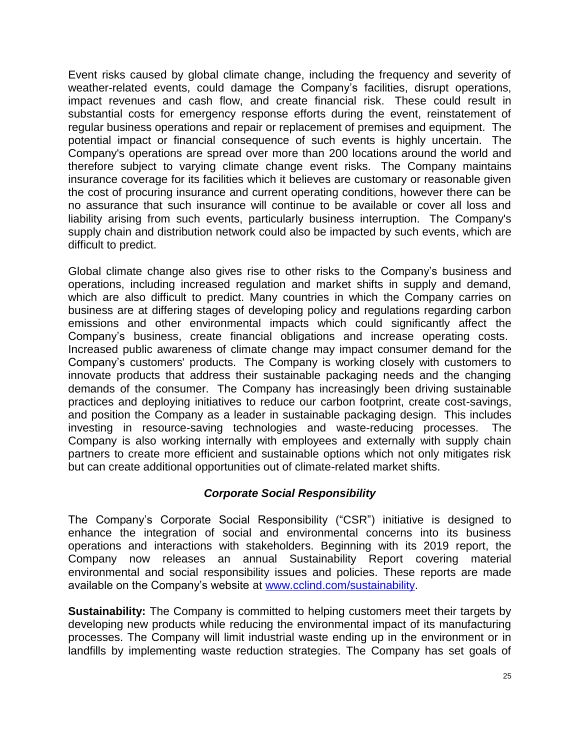Event risks caused by global climate change, including the frequency and severity of weather-related events, could damage the Company's facilities, disrupt operations, impact revenues and cash flow, and create financial risk. These could result in substantial costs for emergency response efforts during the event, reinstatement of regular business operations and repair or replacement of premises and equipment. The potential impact or financial consequence of such events is highly uncertain. The Company's operations are spread over more than 200 locations around the world and therefore subject to varying climate change event risks. The Company maintains insurance coverage for its facilities which it believes are customary or reasonable given the cost of procuring insurance and current operating conditions, however there can be no assurance that such insurance will continue to be available or cover all loss and liability arising from such events, particularly business interruption. The Company's supply chain and distribution network could also be impacted by such events, which are difficult to predict.

Global climate change also gives rise to other risks to the Company's business and operations, including increased regulation and market shifts in supply and demand, which are also difficult to predict. Many countries in which the Company carries on business are at differing stages of developing policy and regulations regarding carbon emissions and other environmental impacts which could significantly affect the Company's business, create financial obligations and increase operating costs. Increased public awareness of climate change may impact consumer demand for the Company's customers' products. The Company is working closely with customers to innovate products that address their sustainable packaging needs and the changing demands of the consumer. The Company has increasingly been driving sustainable practices and deploying initiatives to reduce our carbon footprint, create cost-savings, and position the Company as a leader in sustainable packaging design. This includes investing in resource-saving technologies and waste-reducing processes. The Company is also working internally with employees and externally with supply chain partners to create more efficient and sustainable options which not only mitigates risk but can create additional opportunities out of climate-related market shifts.

### *Corporate Social Responsibility*

The Company's Corporate Social Responsibility ("CSR") initiative is designed to enhance the integration of social and environmental concerns into its business operations and interactions with stakeholders. Beginning with its 2019 report, the Company now releases an annual Sustainability Report covering material environmental and social responsibility issues and policies. These reports are made available on the Company's website at [www.cclind.com/sustainability](http://www.cclind.com/sustainability).

**Sustainability:** The Company is committed to helping customers meet their targets by developing new products while reducing the environmental impact of its manufacturing processes. The Company will limit industrial waste ending up in the environment or in landfills by implementing waste reduction strategies. The Company has set goals of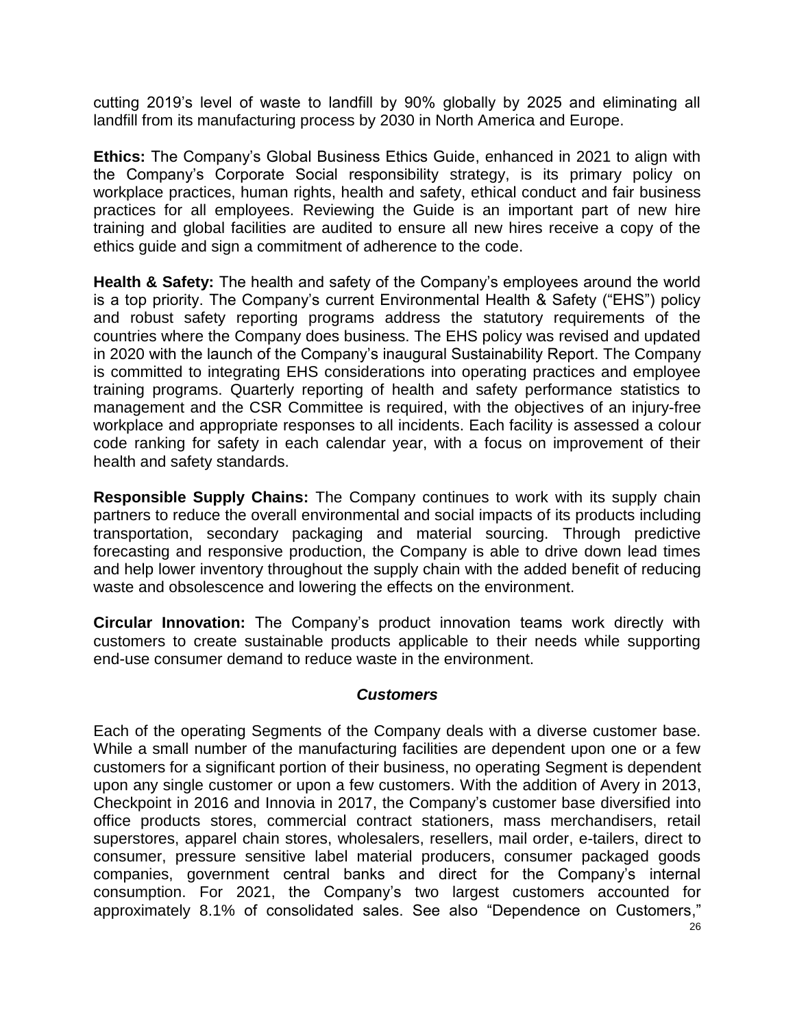cutting 2019's level of waste to landfill by 90% globally by 2025 and eliminating all landfill from its manufacturing process by 2030 in North America and Europe.

**Ethics:** The Company's Global Business Ethics Guide, enhanced in 2021 to align with the Company's Corporate Social responsibility strategy, is its primary policy on workplace practices, human rights, health and safety, ethical conduct and fair business practices for all employees. Reviewing the Guide is an important part of new hire training and global facilities are audited to ensure all new hires receive a copy of the ethics guide and sign a commitment of adherence to the code.

**Health & Safety:** The health and safety of the Company's employees around the world is a top priority. The Company's current Environmental Health & Safety ("EHS") policy and robust safety reporting programs address the statutory requirements of the countries where the Company does business. The EHS policy was revised and updated in 2020 with the launch of the Company's inaugural Sustainability Report. The Company is committed to integrating EHS considerations into operating practices and employee training programs. Quarterly reporting of health and safety performance statistics to management and the CSR Committee is required, with the objectives of an injury-free workplace and appropriate responses to all incidents. Each facility is assessed a colour code ranking for safety in each calendar year, with a focus on improvement of their health and safety standards.

**Responsible Supply Chains:** The Company continues to work with its supply chain partners to reduce the overall environmental and social impacts of its products including transportation, secondary packaging and material sourcing. Through predictive forecasting and responsive production, the Company is able to drive down lead times and help lower inventory throughout the supply chain with the added benefit of reducing waste and obsolescence and lowering the effects on the environment.

**Circular Innovation:** The Company's product innovation teams work directly with customers to create sustainable products applicable to their needs while supporting end-use consumer demand to reduce waste in the environment.

### *Customers*

Each of the operating Segments of the Company deals with a diverse customer base. While a small number of the manufacturing facilities are dependent upon one or a few customers for a significant portion of their business, no operating Segment is dependent upon any single customer or upon a few customers. With the addition of Avery in 2013, Checkpoint in 2016 and Innovia in 2017, the Company's customer base diversified into office products stores, commercial contract stationers, mass merchandisers, retail superstores, apparel chain stores, wholesalers, resellers, mail order, e-tailers, direct to consumer, pressure sensitive label material producers, consumer packaged goods companies, government central banks and direct for the Company's internal consumption. For 2021, the Company's two largest customers accounted for approximately 8.1% of consolidated sales. See also "Dependence on Customers,"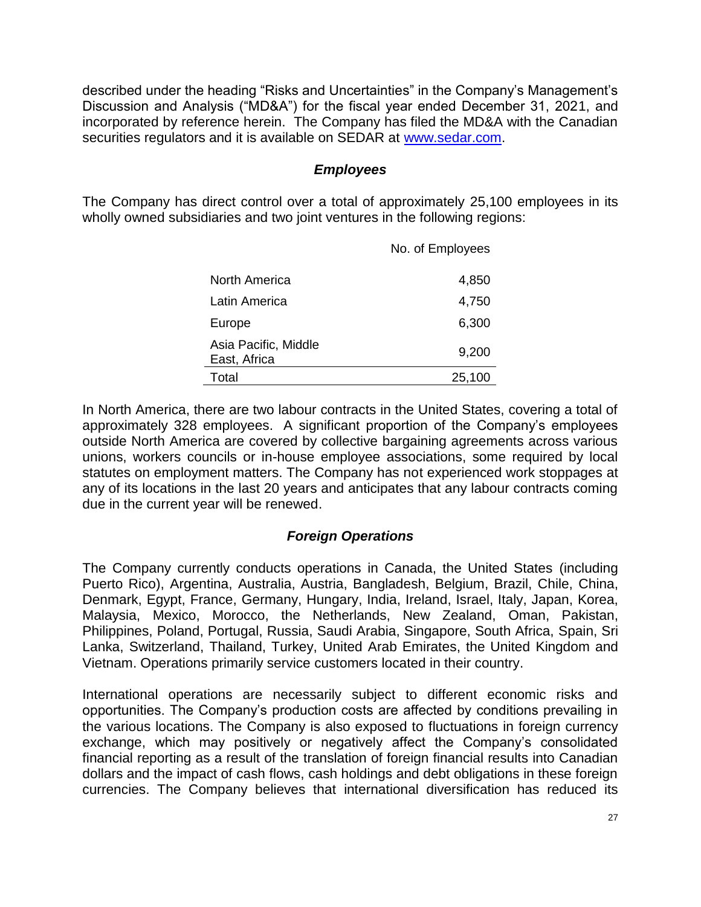described under the heading "Risks and Uncertainties" in the Company's Management's Discussion and Analysis ("MD&A") for the fiscal year ended December 31, 2021, and incorporated by reference herein. The Company has filed the MD&A with the Canadian securities regulators and it is available on SEDAR at www.sedar.com.

### *Employees*

The Company has direct control over a total of approximately 25,100 employees in its wholly owned subsidiaries and two joint ventures in the following regions:

| | No. of Employees |
|---|---|
| North America | 4,850 |
| Latin America | 4,750 |
| Europe | 6,300 |
| Asia Pacific, Middle East, Africa | 9,200 |
| Total | 25,100 |

In North America, there are two labour contracts in the United States, covering a total of approximately 328 employees. A significant proportion of the Company's employees outside North America are covered by collective bargaining agreements across various unions, workers councils or in-house employee associations, some required by local statutes on employment matters. The Company has not experienced work stoppages at any of its locations in the last 20 years and anticipates that any labour contracts coming due in the current year will be renewed.

### *Foreign Operations*

The Company currently conducts operations in Canada, the United States (including Puerto Rico), Argentina, Australia, Austria, Bangladesh, Belgium, Brazil, Chile, China, Denmark, Egypt, France, Germany, Hungary, India, Ireland, Israel, Italy, Japan, Korea, Malaysia, Mexico, Morocco, the Netherlands, New Zealand, Oman, Pakistan, Philippines, Poland, Portugal, Russia, Saudi Arabia, Singapore, South Africa, Spain, Sri Lanka, Switzerland, Thailand, Turkey, United Arab Emirates, the United Kingdom and Vietnam. Operations primarily service customers located in their country.

International operations are necessarily subject to different economic risks and opportunities. The Company's production costs are affected by conditions prevailing in the various locations. The Company is also exposed to fluctuations in foreign currency exchange, which may positively or negatively affect the Company's consolidated financial reporting as a result of the translation of foreign financial results into Canadian dollars and the impact of cash flows, cash holdings and debt obligations in these foreign currencies. The Company believes that international diversification has reduced its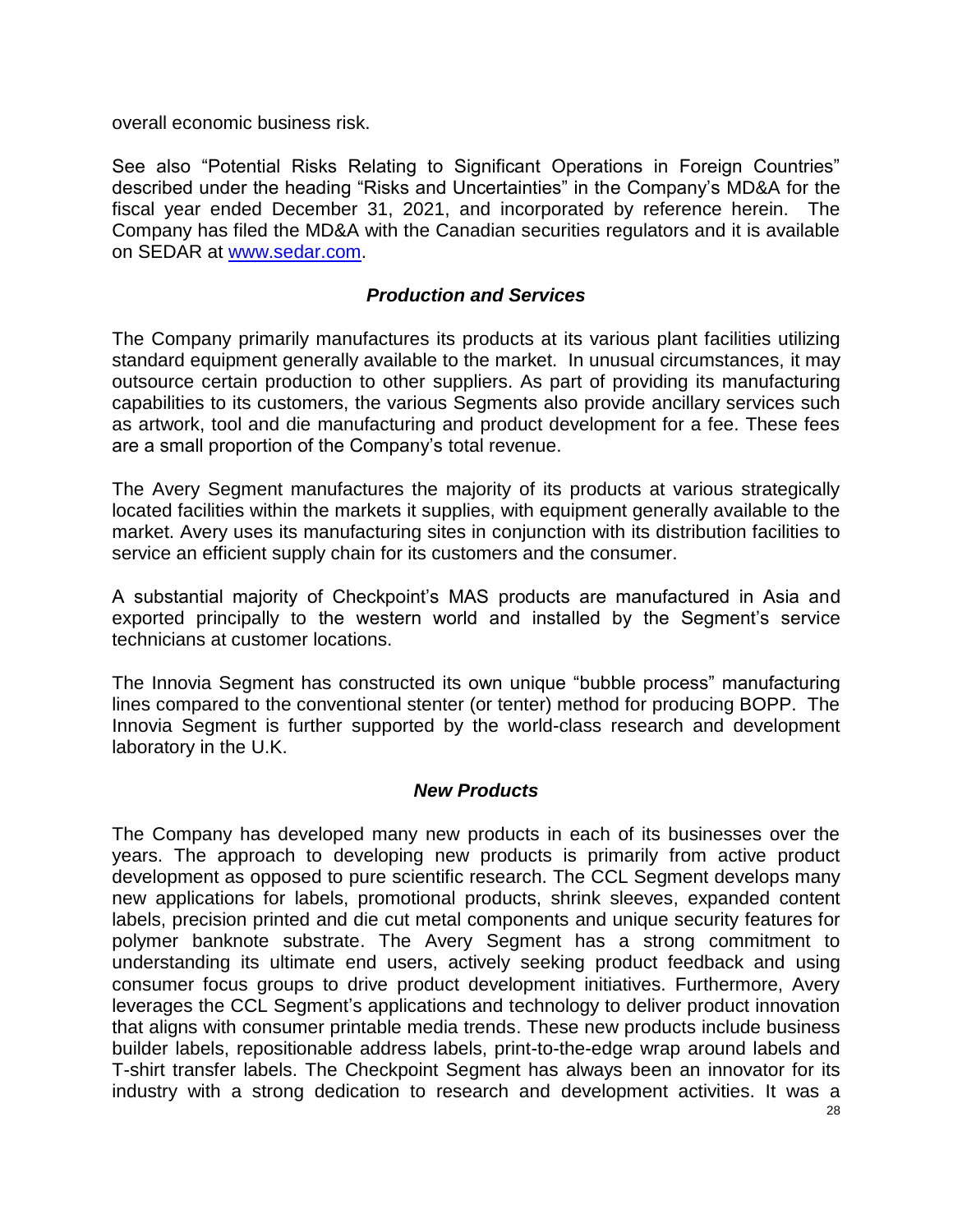overall economic business risk.

See also "Potential Risks Relating to Significant Operations in Foreign Countries" described under the heading "Risks and Uncertainties" in the Company's MD&A for the fiscal year ended December 31, 2021, and incorporated by reference herein. The Company has filed the MD&A with the Canadian securities regulators and it is available on SEDAR at [www.sedar.com](http://www.sedar.com).

### *Production and Services*

The Company primarily manufactures its products at its various plant facilities utilizing standard equipment generally available to the market. In unusual circumstances, it may outsource certain production to other suppliers. As part of providing its manufacturing capabilities to its customers, the various Segments also provide ancillary services such as artwork, tool and die manufacturing and product development for a fee. These fees are a small proportion of the Company's total revenue.

The Avery Segment manufactures the majority of its products at various strategically located facilities within the markets it supplies, with equipment generally available to the market. Avery uses its manufacturing sites in conjunction with its distribution facilities to service an efficient supply chain for its customers and the consumer.

A substantial majority of Checkpoint's MAS products are manufactured in Asia and exported principally to the western world and installed by the Segment's service technicians at customer locations.

The Innovia Segment has constructed its own unique "bubble process" manufacturing lines compared to the conventional stenter (or tenter) method for producing BOPP. The Innovia Segment is further supported by the world-class research and development laboratory in the U.K.

### *New Products*

The Company has developed many new products in each of its businesses over the years. The approach to developing new products is primarily from active product development as opposed to pure scientific research. The CCL Segment develops many new applications for labels, promotional products, shrink sleeves, expanded content labels, precision printed and die cut metal components and unique security features for polymer banknote substrate. The Avery Segment has a strong commitment to understanding its ultimate end users, actively seeking product feedback and using consumer focus groups to drive product development initiatives. Furthermore, Avery leverages the CCL Segment's applications and technology to deliver product innovation that aligns with consumer printable media trends. These new products include business builder labels, repositionable address labels, print-to-the-edge wrap around labels and T-shirt transfer labels. The Checkpoint Segment has always been an innovator for its industry with a strong dedication to research and development activities. It was a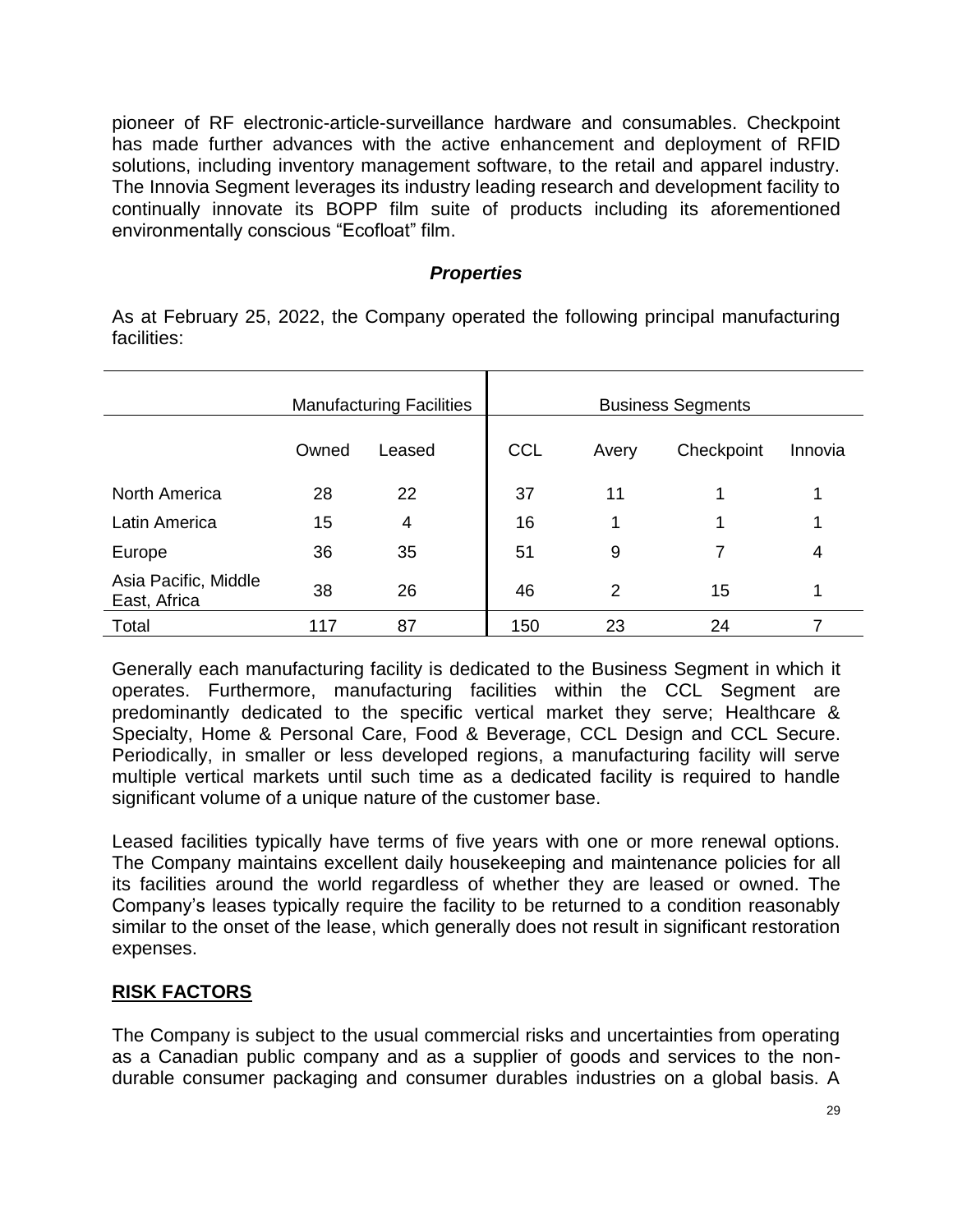pioneer of RF electronic-article-surveillance hardware and consumables. Checkpoint has made further advances with the active enhancement and deployment of RFID solutions, including inventory management software, to the retail and apparel industry. The Innovia Segment leverages its industry leading research and development facility to continually innovate its BOPP film suite of products including its aforementioned environmentally conscious "Ecofloat" film.

### *Properties*

As at February 25, 2022, the Company operated the following principal manufacturing facilities:

| | Manufacturing Facilities | | Business Segments | | | |
|---|---|---|---|---|---|---|
| | Owned | Leased | CCL | Avery | Checkpoint | Innovia |
| North America | 28 | 22 | 37 | 11 | 1 | 1 |
| Latin America | 15 | 4 | 16 | 1 | 1 | 1 |
| Europe | 36 | 35 | 51 | 9 | 7 | 4 |
| Asia Pacific, Middle East, Africa | 38 | 26 | 46 | 2 | 15 | 1 |
| Total | 117 | 87 | 150 | 23 | 24 | 7 |

Generally each manufacturing facility is dedicated to the Business Segment in which it operates. Furthermore, manufacturing facilities within the CCL Segment are predominantly dedicated to the specific vertical market they serve; Healthcare & Specialty, Home & Personal Care, Food & Beverage, CCL Design and CCL Secure. Periodically, in smaller or less developed regions, a manufacturing facility will serve multiple vertical markets until such time as a dedicated facility is required to handle significant volume of a unique nature of the customer base.

Leased facilities typically have terms of five years with one or more renewal options. The Company maintains excellent daily housekeeping and maintenance policies for all its facilities around the world regardless of whether they are leased or owned. The Company's leases typically require the facility to be returned to a condition reasonably similar to the onset of the lease, which generally does not result in significant restoration expenses.

## RISK FACTORS

The Company is subject to the usual commercial risks and uncertainties from operating as a Canadian public company and as a supplier of goods and services to the non-durable consumer packaging and consumer durables industries on a global basis. A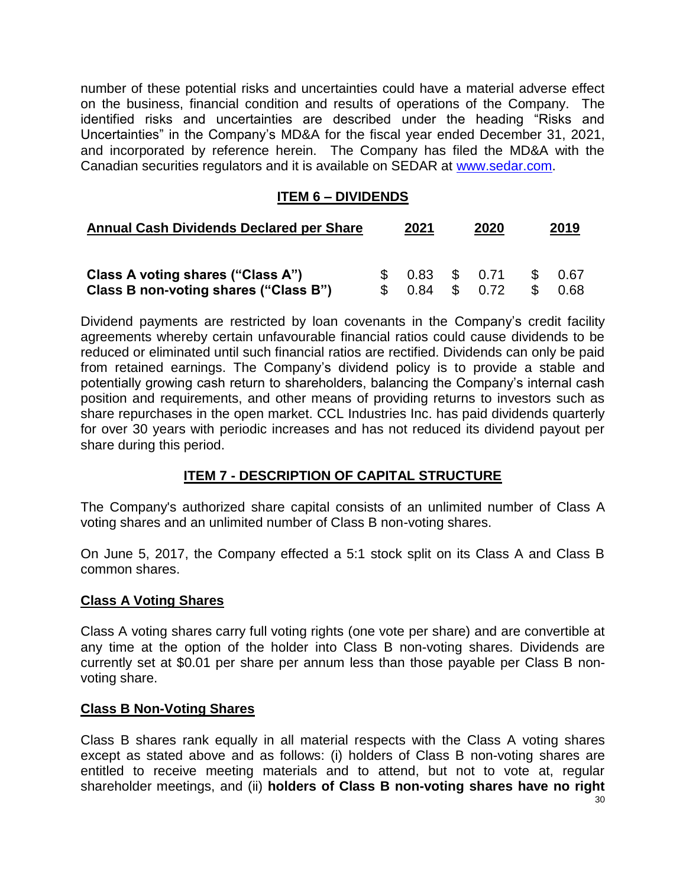number of these potential risks and uncertainties could have a material adverse effect on the business, financial condition and results of operations of the Company. The identified risks and uncertainties are described under the heading "Risks and Uncertainties" in the Company's MD&A for the fiscal year ended December 31, 2021, and incorporated by reference herein. The Company has filed the MD&A with the Canadian securities regulators and it is available on SEDAR at www.sedar.com.

## ITEM 6 – DIVIDENDS

| Annual Cash Dividends Declared per Share | 2021 | 2020 | 2019 |
|---|---|---|---|
| **Class A voting shares ("Class A")** | $ 0.83 | $ 0.71 | $ 0.67 |
| **Class B non-voting shares ("Class B")** | $ 0.84 | $ 0.72 | $ 0.68 |

Dividend payments are restricted by loan covenants in the Company's credit facility agreements whereby certain unfavourable financial ratios could cause dividends to be reduced or eliminated until such financial ratios are rectified. Dividends can only be paid from retained earnings. The Company's dividend policy is to provide a stable and potentially growing cash return to shareholders, balancing the Company's internal cash position and requirements, and other means of providing returns to investors such as share repurchases in the open market. CCL Industries Inc. has paid dividends quarterly for over 30 years with periodic increases and has not reduced its dividend payout per share during this period.

## ITEM 7 - DESCRIPTION OF CAPITAL STRUCTURE

The Company's authorized share capital consists of an unlimited number of Class A voting shares and an unlimited number of Class B non-voting shares.

On June 5, 2017, the Company effected a 5:1 stock split on its Class A and Class B common shares.

### Class A Voting Shares

Class A voting shares carry full voting rights (one vote per share) and are convertible at any time at the option of the holder into Class B non-voting shares. Dividends are currently set at $0.01 per share per annum less than those payable per Class B non-voting share.

### Class B Non-Voting Shares

Class B shares rank equally in all material respects with the Class A voting shares except as stated above and as follows: (i) holders of Class B non-voting shares are entitled to receive meeting materials and to attend, but not to vote at, regular shareholder meetings, and (ii) **holders of Class B non-voting shares have no right**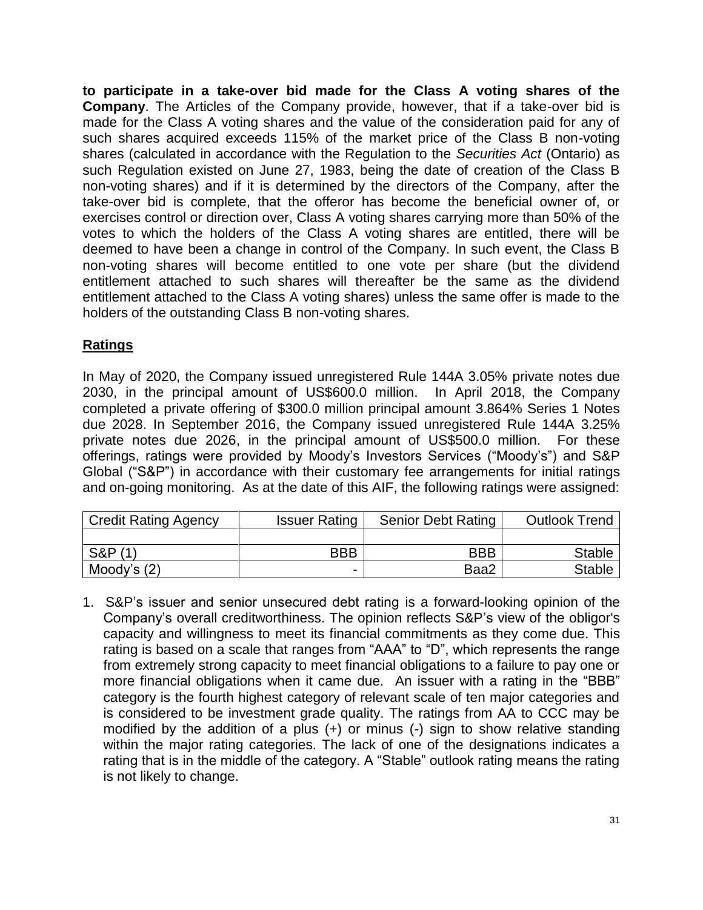**to participate in a take-over bid made for the Class A voting shares of the Company**. The Articles of the Company provide, however, that if a take-over bid is made for the Class A voting shares and the value of the consideration paid for any of such shares acquired exceeds 115% of the market price of the Class B non-voting shares (calculated in accordance with the Regulation to the *Securities Act* (Ontario) as such Regulation existed on June 27, 1983, being the date of creation of the Class B non-voting shares) and if it is determined by the directors of the Company, after the take-over bid is complete, that the offeror has become the beneficial owner of, or exercises control or direction over, Class A voting shares carrying more than 50% of the votes to which the holders of the Class A voting shares are entitled, there will be deemed to have been a change in control of the Company. In such event, the Class B non-voting shares will become entitled to one vote per share (but the dividend entitlement attached to such shares will thereafter be the same as the dividend entitlement attached to the Class A voting shares) unless the same offer is made to the holders of the outstanding Class B non-voting shares.

## Ratings

In May of 2020, the Company issued unregistered Rule 144A 3.05% private notes due 2030, in the principal amount of US$600.0 million. In April 2018, the Company completed a private offering of $300.0 million principal amount 3.864% Series 1 Notes due 2028. In September 2016, the Company issued unregistered Rule 144A 3.25% private notes due 2026, in the principal amount of US$500.0 million. For these offerings, ratings were provided by Moody's Investors Services ("Moody's") and S&P Global ("S&P") in accordance with their customary fee arrangements for initial ratings and on-going monitoring. As at the date of this AIF, the following ratings were assigned:

| Credit Rating Agency | Issuer Rating | Senior Debt Rating | Outlook Trend |
|---|---|---|---|
| | | | |
| S&P (1) | BBB | BBB | Stable |
| Moody's (2) | - | Baa2 | Stable |

1. S&P's issuer and senior unsecured debt rating is a forward-looking opinion of the Company's overall creditworthiness. The opinion reflects S&P's view of the obligor's capacity and willingness to meet its financial commitments as they come due. This rating is based on a scale that ranges from "AAA" to "D", which represents the range from extremely strong capacity to meet financial obligations to a failure to pay one or more financial obligations when it came due. An issuer with a rating in the "BBB" category is the fourth highest category of relevant scale of ten major categories and is considered to be investment grade quality. The ratings from AA to CCC may be modified by the addition of a plus (+) or minus (-) sign to show relative standing within the major rating categories. The lack of one of the designations indicates a rating that is in the middle of the category. A "Stable" outlook rating means the rating is not likely to change.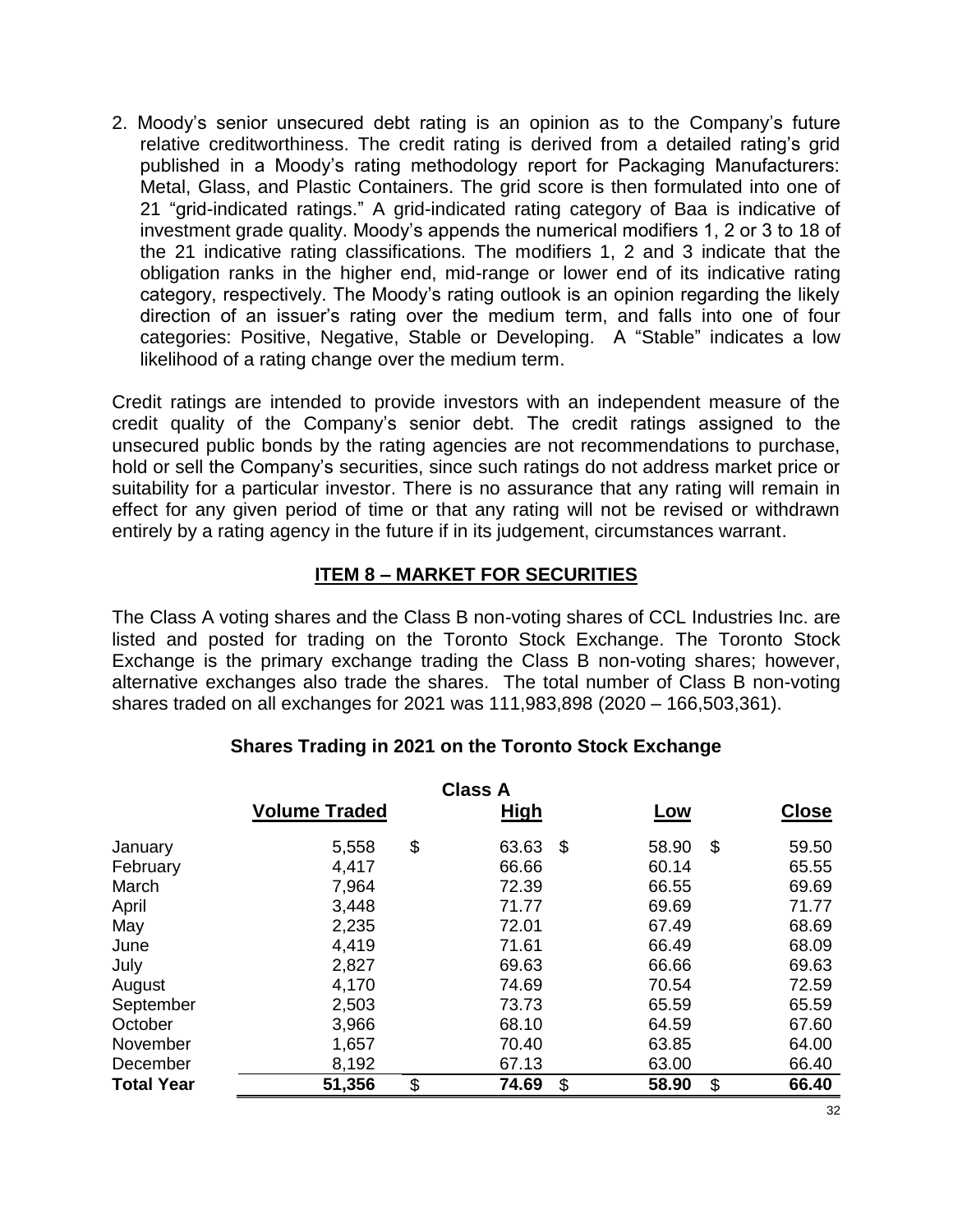2. Moody's senior unsecured debt rating is an opinion as to the Company's future relative creditworthiness. The credit rating is derived from a detailed rating's grid published in a Moody's rating methodology report for Packaging Manufacturers: Metal, Glass, and Plastic Containers. The grid score is then formulated into one of 21 "grid-indicated ratings." A grid-indicated rating category of Baa is indicative of investment grade quality. Moody's appends the numerical modifiers 1, 2 or 3 to 18 of the 21 indicative rating classifications. The modifiers 1, 2 and 3 indicate that the obligation ranks in the higher end, mid-range or lower end of its indicative rating category, respectively. The Moody's rating outlook is an opinion regarding the likely direction of an issuer's rating over the medium term, and falls into one of four categories: Positive, Negative, Stable or Developing. A "Stable" indicates a low likelihood of a rating change over the medium term.

Credit ratings are intended to provide investors with an independent measure of the credit quality of the Company's senior debt. The credit ratings assigned to the unsecured public bonds by the rating agencies are not recommendations to purchase, hold or sell the Company's securities, since such ratings do not address market price or suitability for a particular investor. There is no assurance that any rating will remain in effect for any given period of time or that any rating will not be revised or withdrawn entirely by a rating agency in the future if in its judgement, circumstances warrant.

## ITEM 8 – MARKET FOR SECURITIES

The Class A voting shares and the Class B non-voting shares of CCL Industries Inc. are listed and posted for trading on the Toronto Stock Exchange. The Toronto Stock Exchange is the primary exchange trading the Class B non-voting shares; however, alternative exchanges also trade the shares. The total number of Class B non-voting shares traded on all exchanges for 2021 was 111,983,898 (2020 – 166,503,361).

### Shares Trading in 2021 on the Toronto Stock Exchange

**Class A**

| | Volume Traded | High | Low | Close |
|---|---|---|---|---|
| January | 5,558 | $ 63.63 | $ 58.90 | $ 59.50 |
| February | 4,417 | 66.66 | 60.14 | 65.55 |
| March | 7,964 | 72.39 | 66.55 | 69.69 |
| April | 3,448 | 71.77 | 69.69 | 71.77 |
| May | 2,235 | 72.01 | 67.49 | 68.69 |
| June | 4,419 | 71.61 | 66.49 | 68.09 |
| July | 2,827 | 69.63 | 66.66 | 69.63 |
| August | 4,170 | 74.69 | 70.54 | 72.59 |
| September | 2,503 | 73.73 | 65.59 | 65.59 |
| October | 3,966 | 68.10 | 64.59 | 67.60 |
| November | 1,657 | 70.40 | 63.85 | 64.00 |
| December | 8,192 | 67.13 | 63.00 | 66.40 |
| **Total Year** | **51,356** | **$ 74.69** | **$ 58.90** | **$ 66.40** |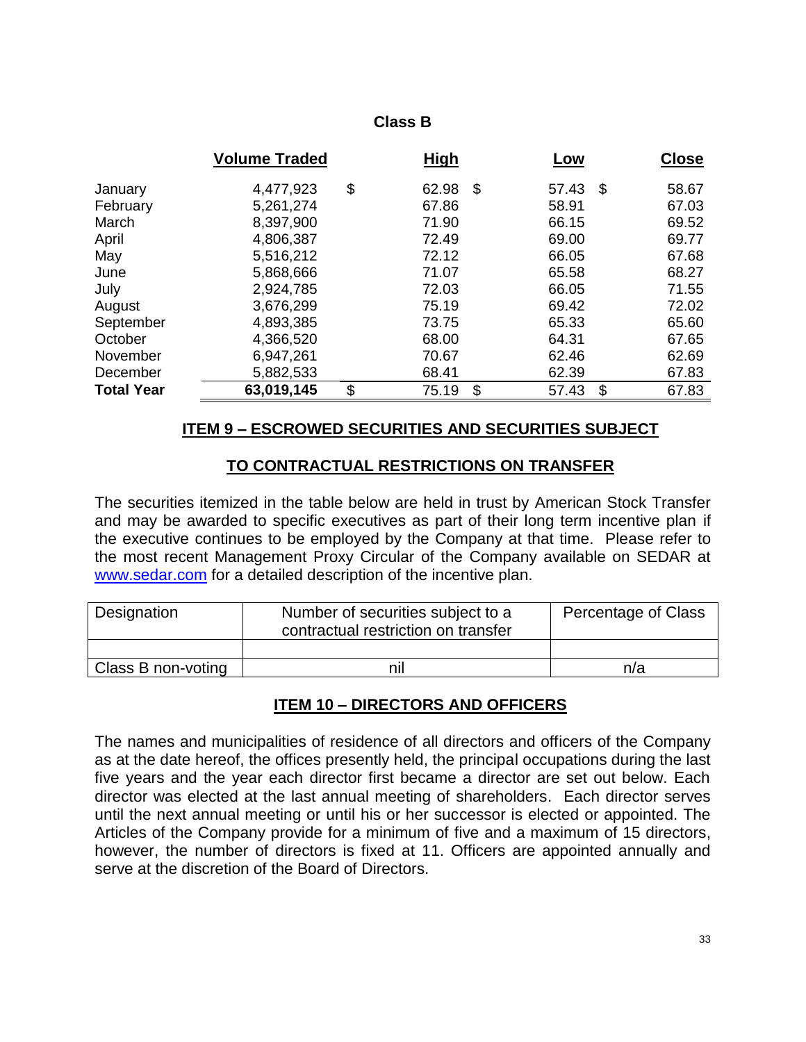**Class B**

| | Volume Traded | High | Low | Close |
|---|---|---|---|---|
| January | 4,477,923 | $ 62.98 | $ 57.43 | $ 58.67 |
| February | 5,261,274 | 67.86 | 58.91 | 67.03 |
| March | 8,397,900 | 71.90 | 66.15 | 69.52 |
| April | 4,806,387 | 72.49 | 69.00 | 69.77 |
| May | 5,516,212 | 72.12 | 66.05 | 67.68 |
| June | 5,868,666 | 71.07 | 65.58 | 68.27 |
| July | 2,924,785 | 72.03 | 66.05 | 71.55 |
| August | 3,676,299 | 75.19 | 69.42 | 72.02 |
| September | 4,893,385 | 73.75 | 65.33 | 65.60 |
| October | 4,366,520 | 68.00 | 64.31 | 67.65 |
| November | 6,947,261 | 70.67 | 62.46 | 62.69 |
| December | 5,882,533 | 68.41 | 62.39 | 67.83 |
| **Total Year** | **63,019,145** | $ 75.19 | $ 57.43 | $ 67.83 |

## ITEM 9 – ESCROWED SECURITIES AND SECURITIES SUBJECT TO CONTRACTUAL RESTRICTIONS ON TRANSFER

The securities itemized in the table below are held in trust by American Stock Transfer and may be awarded to specific executives as part of their long term incentive plan if the executive continues to be employed by the Company at that time. Please refer to the most recent Management Proxy Circular of the Company available on SEDAR at www.sedar.com for a detailed description of the incentive plan.

| Designation | Number of securities subject to a contractual restriction on transfer | Percentage of Class |
|---|---|---|
| | | |
| Class B non-voting | nil | n/a |

## ITEM 10 – DIRECTORS AND OFFICERS

The names and municipalities of residence of all directors and officers of the Company as at the date hereof, the offices presently held, the principal occupations during the last five years and the year each director first became a director are set out below. Each director was elected at the last annual meeting of shareholders. Each director serves until the next annual meeting or until his or her successor is elected or appointed. The Articles of the Company provide for a minimum of five and a maximum of 15 directors, however, the number of directors is fixed at 11. Officers are appointed annually and serve at the discretion of the Board of Directors.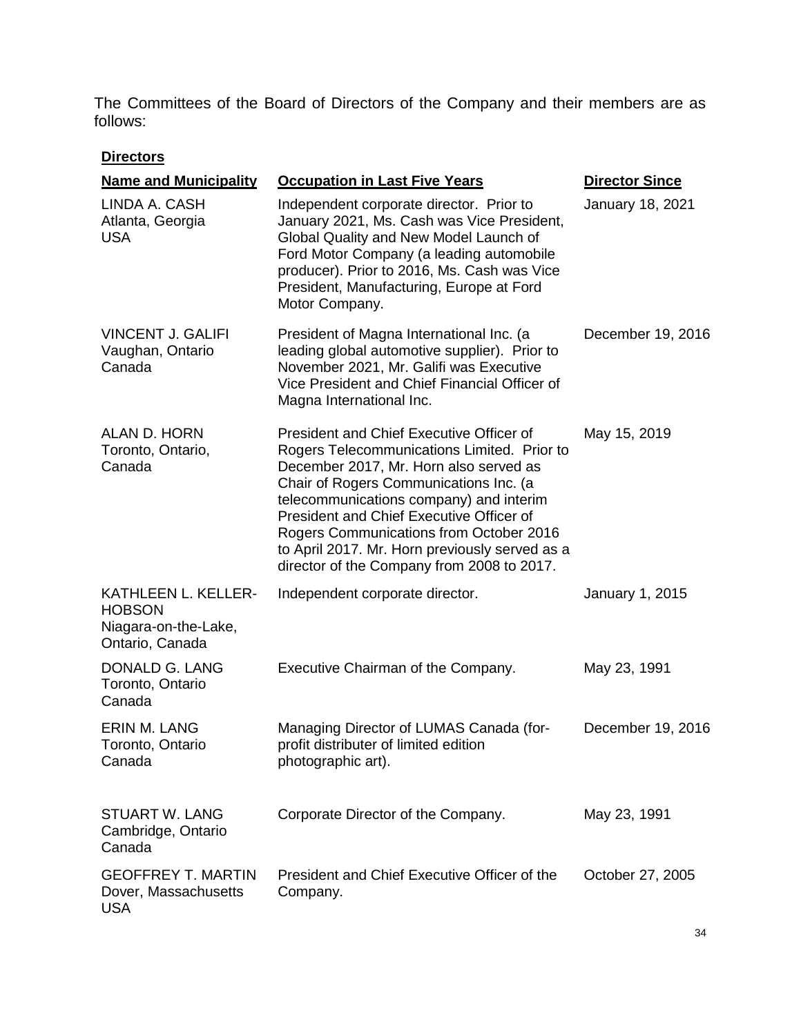The Committees of the Board of Directors of the Company and their members are as follows:

**Directors**

| Name and Municipality | Occupation in Last Five Years | Director Since |
|---|---|---|
| LINDA A. CASH<br>Atlanta, Georgia<br>USA | Independent corporate director. Prior to January 2021, Ms. Cash was Vice President, Global Quality and New Model Launch of Ford Motor Company (a leading automobile producer). Prior to 2016, Ms. Cash was Vice President, Manufacturing, Europe at Ford Motor Company. | January 18, 2021 |
| VINCENT J. GALIFI<br>Vaughan, Ontario<br>Canada | President of Magna International Inc. (a leading global automotive supplier). Prior to November 2021, Mr. Galifi was Executive Vice President and Chief Financial Officer of Magna International Inc. | December 19, 2016 |
| ALAN D. HORN<br>Toronto, Ontario,<br>Canada | President and Chief Executive Officer of Rogers Telecommunications Limited. Prior to December 2017, Mr. Horn also served as Chair of Rogers Communications Inc. (a telecommunications company) and interim President and Chief Executive Officer of Rogers Communications from October 2016 to April 2017. Mr. Horn previously served as a director of the Company from 2008 to 2017. | May 15, 2019 |
| KATHLEEN L. KELLER-HOBSON<br>Niagara-on-the-Lake,<br>Ontario, Canada | Independent corporate director. | January 1, 2015 |
| DONALD G. LANG<br>Toronto, Ontario<br>Canada | Executive Chairman of the Company. | May 23, 1991 |
| ERIN M. LANG<br>Toronto, Ontario<br>Canada | Managing Director of LUMAS Canada (for-profit distributer of limited edition photographic art). | December 19, 2016 |
| STUART W. LANG<br>Cambridge, Ontario<br>Canada | Corporate Director of the Company. | May 23, 1991 |
| GEOFFREY T. MARTIN<br>Dover, Massachusetts<br>USA | President and Chief Executive Officer of the Company. | October 27, 2005 |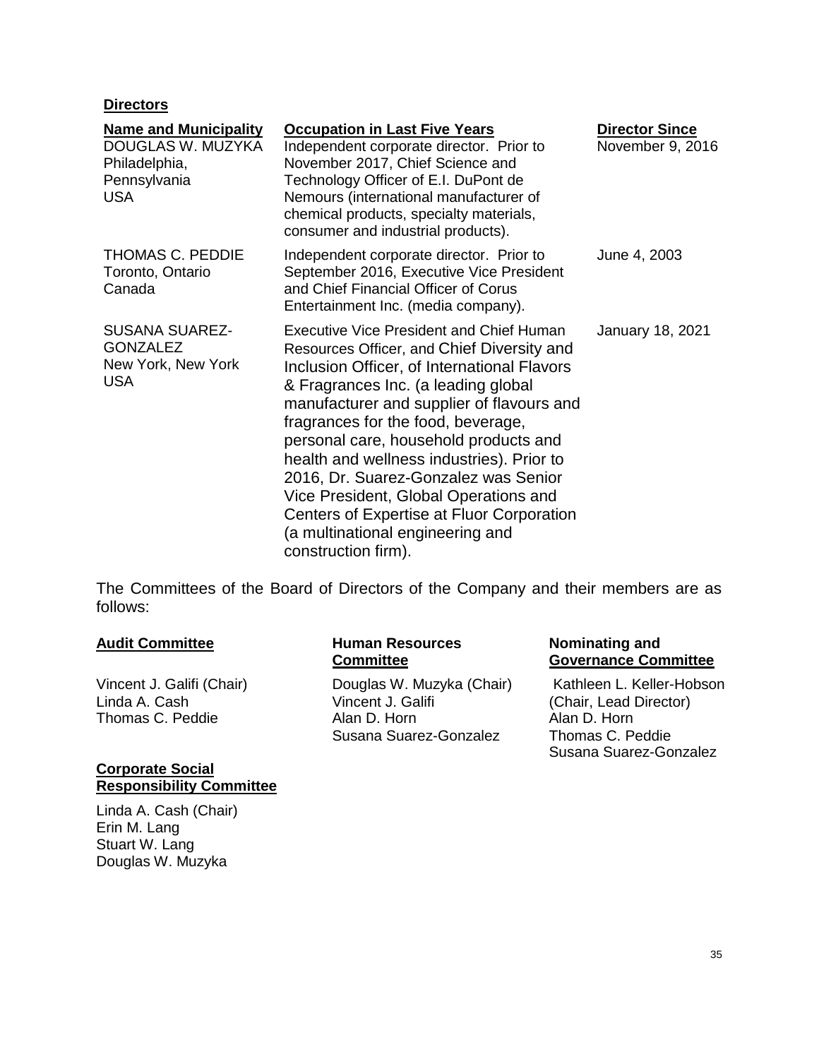**Directors**

| **Name and Municipality** | **Occupation in Last Five Years** | **Director Since** |
|---|---|---|
| DOUGLAS W. MUZYKA<br>Philadelphia, Pennsylvania<br>USA | Independent corporate director. Prior to November 2017, Chief Science and Technology Officer of E.I. DuPont de Nemours (international manufacturer of chemical products, specialty materials, consumer and industrial products). | November 9, 2016 |
| THOMAS C. PEDDIE<br>Toronto, Ontario<br>Canada | Independent corporate director. Prior to September 2016, Executive Vice President and Chief Financial Officer of Corus Entertainment Inc. (media company). | June 4, 2003 |
| SUSANA SUAREZ-GONZALEZ<br>New York, New York<br>USA | Executive Vice President and Chief Human Resources Officer, and Chief Diversity and Inclusion Officer, of International Flavors & Fragrances Inc. (a leading global manufacturer and supplier of flavours and fragrances for the food, beverage, personal care, household products and health and wellness industries). Prior to 2016, Dr. Suarez-Gonzalez was Senior Vice President, Global Operations and Centers of Expertise at Fluor Corporation (a multinational engineering and construction firm). | January 18, 2021 |

The Committees of the Board of Directors of the Company and their members are as follows:

**Audit Committee**

Vincent J. Galifi (Chair)
Linda A. Cash
Thomas C. Peddie

**Human Resources Committee**

Douglas W. Muzyka (Chair)
Vincent J. Galifi
Alan D. Horn
Susana Suarez-Gonzalez

**Nominating and Governance Committee**

Kathleen L. Keller-Hobson (Chair, Lead Director)
Alan D. Horn
Thomas C. Peddie
Susana Suarez-Gonzalez

**Corporate Social Responsibility Committee**

Linda A. Cash (Chair)
Erin M. Lang
Stuart W. Lang
Douglas W. Muzyka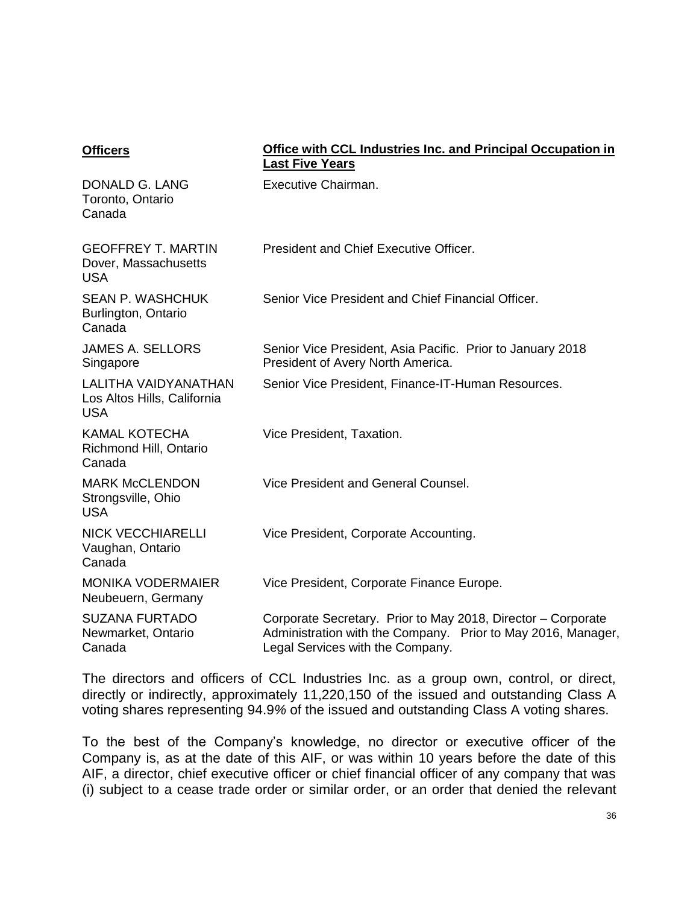| Officers | Office with CCL Industries Inc. and Principal Occupation in Last Five Years |
| --- | --- |
| DONALD G. LANG<br>Toronto, Ontario<br>Canada | Executive Chairman. |
| GEOFFREY T. MARTIN<br>Dover, Massachusetts<br>USA | President and Chief Executive Officer. |
| SEAN P. WASHCHUK<br>Burlington, Ontario<br>Canada | Senior Vice President and Chief Financial Officer. |
| JAMES A. SELLORS<br>Singapore | Senior Vice President, Asia Pacific. Prior to January 2018 President of Avery North America. |
| LALITHA VAIDYANATHAN<br>Los Altos Hills, California<br>USA | Senior Vice President, Finance-IT-Human Resources. |
| KAMAL KOTECHA<br>Richmond Hill, Ontario<br>Canada | Vice President, Taxation. |
| MARK McCLENDON<br>Strongsville, Ohio<br>USA | Vice President and General Counsel. |
| NICK VECCHIARELLI<br>Vaughan, Ontario<br>Canada | Vice President, Corporate Accounting. |
| MONIKA VODERMAIER<br>Neubeuern, Germany | Vice President, Corporate Finance Europe. |
| SUZANA FURTADO<br>Newmarket, Ontario<br>Canada | Corporate Secretary. Prior to May 2018, Director – Corporate Administration with the Company. Prior to May 2016, Manager, Legal Services with the Company. |

The directors and officers of CCL Industries Inc. as a group own, control, or direct, directly or indirectly, approximately 11,220,150 of the issued and outstanding Class A voting shares representing 94.9% of the issued and outstanding Class A voting shares.

To the best of the Company's knowledge, no director or executive officer of the Company is, as at the date of this AIF, or was within 10 years before the date of this AIF, a director, chief executive officer or chief financial officer of any company that was (i) subject to a cease trade order or similar order, or an order that denied the relevant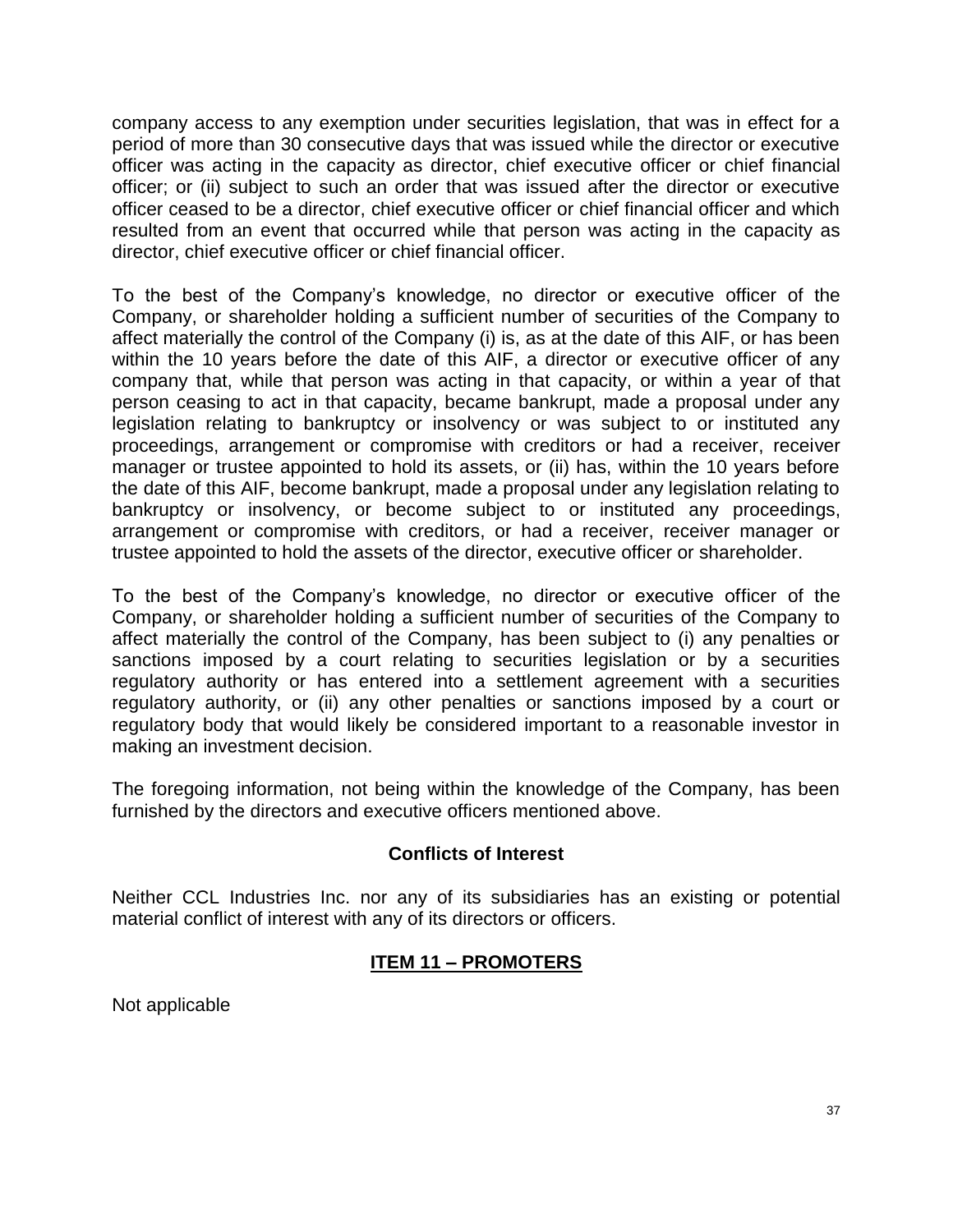company access to any exemption under securities legislation, that was in effect for a period of more than 30 consecutive days that was issued while the director or executive officer was acting in the capacity as director, chief executive officer or chief financial officer; or (ii) subject to such an order that was issued after the director or executive officer ceased to be a director, chief executive officer or chief financial officer and which resulted from an event that occurred while that person was acting in the capacity as director, chief executive officer or chief financial officer.

To the best of the Company's knowledge, no director or executive officer of the Company, or shareholder holding a sufficient number of securities of the Company to affect materially the control of the Company (i) is, as at the date of this AIF, or has been within the 10 years before the date of this AIF, a director or executive officer of any company that, while that person was acting in that capacity, or within a year of that person ceasing to act in that capacity, became bankrupt, made a proposal under any legislation relating to bankruptcy or insolvency or was subject to or instituted any proceedings, arrangement or compromise with creditors or had a receiver, receiver manager or trustee appointed to hold its assets, or (ii) has, within the 10 years before the date of this AIF, become bankrupt, made a proposal under any legislation relating to bankruptcy or insolvency, or become subject to or instituted any proceedings, arrangement or compromise with creditors, or had a receiver, receiver manager or trustee appointed to hold the assets of the director, executive officer or shareholder.

To the best of the Company's knowledge, no director or executive officer of the Company, or shareholder holding a sufficient number of securities of the Company to affect materially the control of the Company, has been subject to (i) any penalties or sanctions imposed by a court relating to securities legislation or by a securities regulatory authority or has entered into a settlement agreement with a securities regulatory authority, or (ii) any other penalties or sanctions imposed by a court or regulatory body that would likely be considered important to a reasonable investor in making an investment decision.

The foregoing information, not being within the knowledge of the Company, has been furnished by the directors and executive officers mentioned above.

### Conflicts of Interest

Neither CCL Industries Inc. nor any of its subsidiaries has an existing or potential material conflict of interest with any of its directors or officers.

## ITEM 11 – PROMOTERS

Not applicable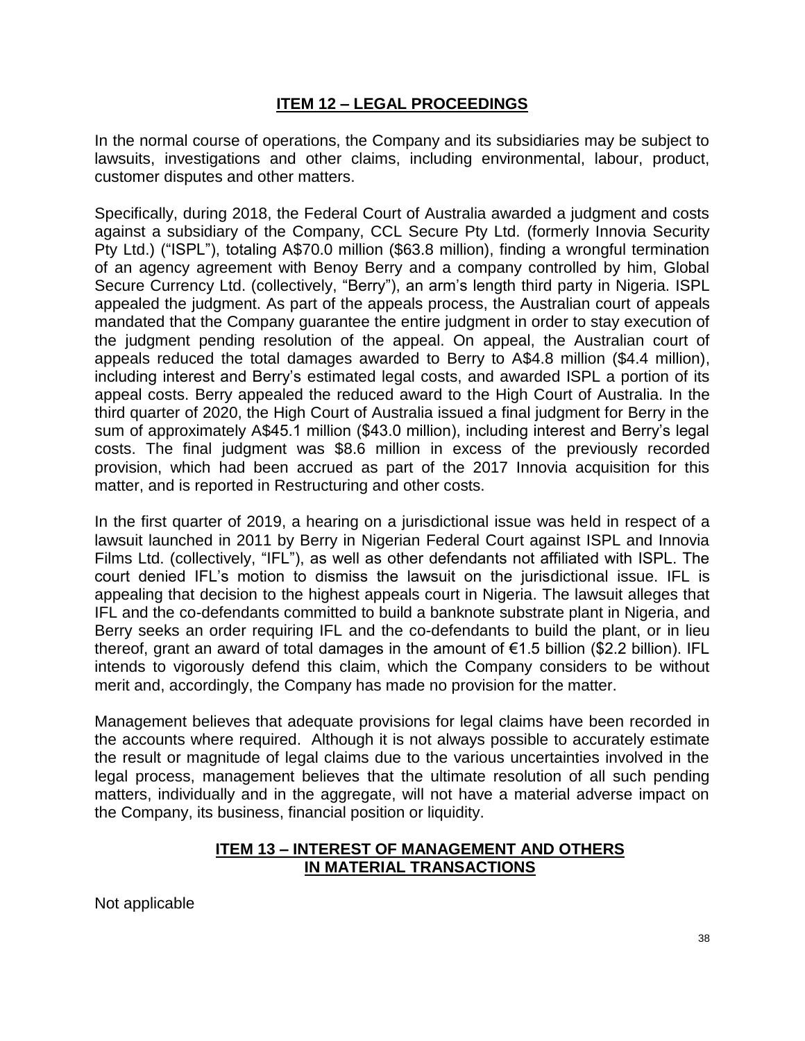## ITEM 12 – LEGAL PROCEEDINGS

In the normal course of operations, the Company and its subsidiaries may be subject to lawsuits, investigations and other claims, including environmental, labour, product, customer disputes and other matters.

Specifically, during 2018, the Federal Court of Australia awarded a judgment and costs against a subsidiary of the Company, CCL Secure Pty Ltd. (formerly Innovia Security Pty Ltd.) ("ISPL"), totaling A$70.0 million ($63.8 million), finding a wrongful termination of an agency agreement with Benoy Berry and a company controlled by him, Global Secure Currency Ltd. (collectively, "Berry"), an arm's length third party in Nigeria. ISPL appealed the judgment. As part of the appeals process, the Australian court of appeals mandated that the Company guarantee the entire judgment in order to stay execution of the judgment pending resolution of the appeal. On appeal, the Australian court of appeals reduced the total damages awarded to Berry to A$4.8 million ($4.4 million), including interest and Berry's estimated legal costs, and awarded ISPL a portion of its appeal costs. Berry appealed the reduced award to the High Court of Australia. In the third quarter of 2020, the High Court of Australia issued a final judgment for Berry in the sum of approximately A$45.1 million ($43.0 million), including interest and Berry's legal costs. The final judgment was $8.6 million in excess of the previously recorded provision, which had been accrued as part of the 2017 Innovia acquisition for this matter, and is reported in Restructuring and other costs.

In the first quarter of 2019, a hearing on a jurisdictional issue was held in respect of a lawsuit launched in 2011 by Berry in Nigerian Federal Court against ISPL and Innovia Films Ltd. (collectively, "IFL"), as well as other defendants not affiliated with ISPL. The court denied IFL's motion to dismiss the lawsuit on the jurisdictional issue. IFL is appealing that decision to the highest appeals court in Nigeria. The lawsuit alleges that IFL and the co-defendants committed to build a banknote substrate plant in Nigeria, and Berry seeks an order requiring IFL and the co-defendants to build the plant, or in lieu thereof, grant an award of total damages in the amount of €1.5 billion ($2.2 billion). IFL intends to vigorously defend this claim, which the Company considers to be without merit and, accordingly, the Company has made no provision for the matter.

Management believes that adequate provisions for legal claims have been recorded in the accounts where required. Although it is not always possible to accurately estimate the result or magnitude of legal claims due to the various uncertainties involved in the legal process, management believes that the ultimate resolution of all such pending matters, individually and in the aggregate, will not have a material adverse impact on the Company, its business, financial position or liquidity.

## ITEM 13 – INTEREST OF MANAGEMENT AND OTHERS IN MATERIAL TRANSACTIONS

Not applicable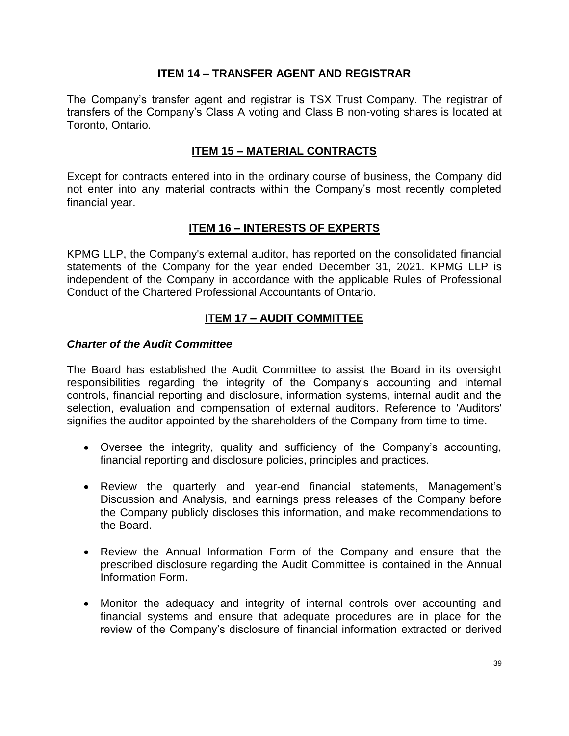## ITEM 14 – TRANSFER AGENT AND REGISTRAR

The Company's transfer agent and registrar is TSX Trust Company. The registrar of transfers of the Company's Class A voting and Class B non-voting shares is located at Toronto, Ontario.

## ITEM 15 – MATERIAL CONTRACTS

Except for contracts entered into in the ordinary course of business, the Company did not enter into any material contracts within the Company's most recently completed financial year.

## ITEM 16 – INTERESTS OF EXPERTS

KPMG LLP, the Company's external auditor, has reported on the consolidated financial statements of the Company for the year ended December 31, 2021. KPMG LLP is independent of the Company in accordance with the applicable Rules of Professional Conduct of the Chartered Professional Accountants of Ontario.

## ITEM 17 – AUDIT COMMITTEE

### *Charter of the Audit Committee*

The Board has established the Audit Committee to assist the Board in its oversight responsibilities regarding the integrity of the Company's accounting and internal controls, financial reporting and disclosure, information systems, internal audit and the selection, evaluation and compensation of external auditors. Reference to 'Auditors' signifies the auditor appointed by the shareholders of the Company from time to time.

- Oversee the integrity, quality and sufficiency of the Company's accounting, financial reporting and disclosure policies, principles and practices.
- Review the quarterly and year-end financial statements, Management's Discussion and Analysis, and earnings press releases of the Company before the Company publicly discloses this information, and make recommendations to the Board.
- Review the Annual Information Form of the Company and ensure that the prescribed disclosure regarding the Audit Committee is contained in the Annual Information Form.
- Monitor the adequacy and integrity of internal controls over accounting and financial systems and ensure that adequate procedures are in place for the review of the Company's disclosure of financial information extracted or derived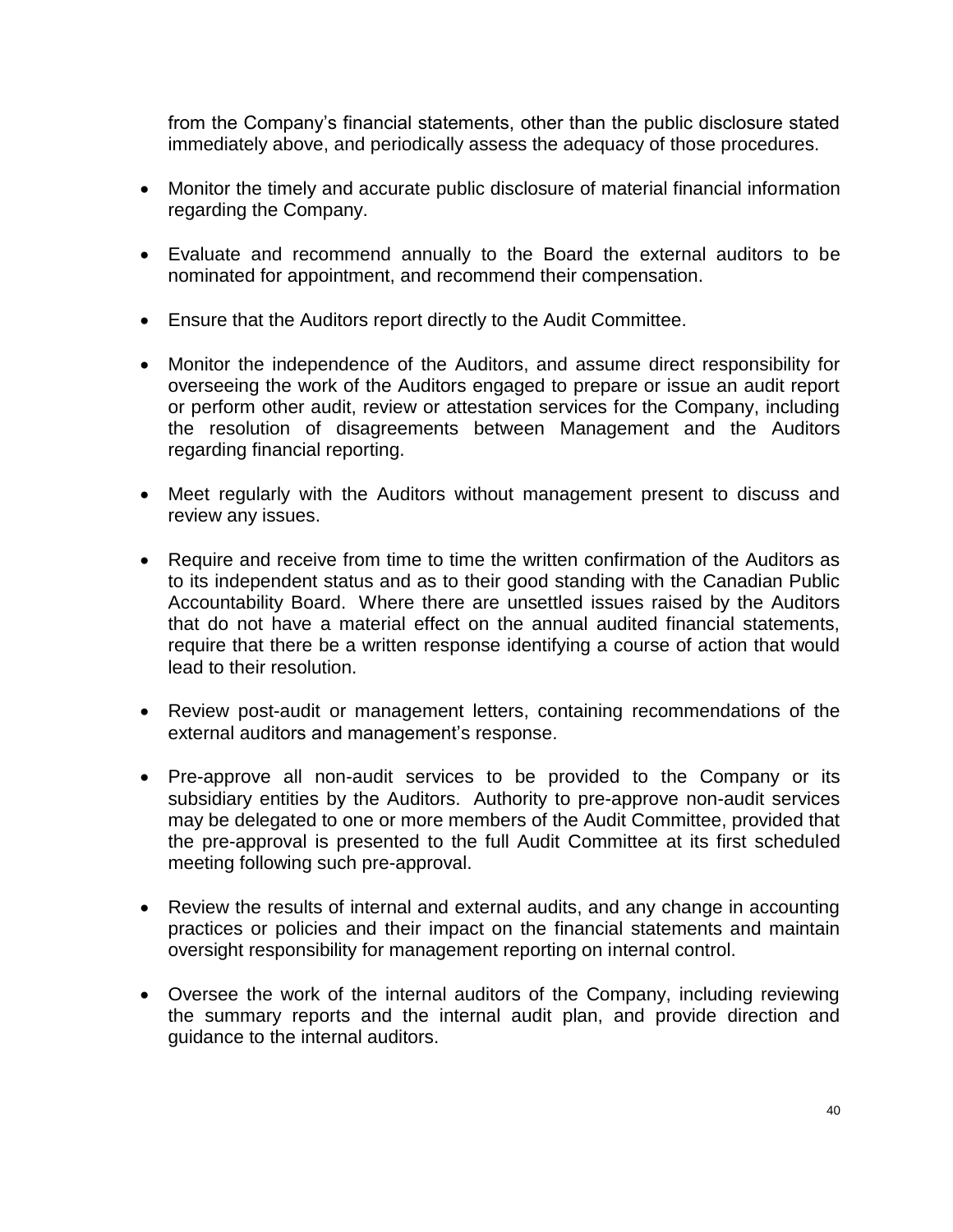from the Company's financial statements, other than the public disclosure stated immediately above, and periodically assess the adequacy of those procedures.

- Monitor the timely and accurate public disclosure of material financial information regarding the Company.

- Evaluate and recommend annually to the Board the external auditors to be nominated for appointment, and recommend their compensation.

- Ensure that the Auditors report directly to the Audit Committee.

- Monitor the independence of the Auditors, and assume direct responsibility for overseeing the work of the Auditors engaged to prepare or issue an audit report or perform other audit, review or attestation services for the Company, including the resolution of disagreements between Management and the Auditors regarding financial reporting.

- Meet regularly with the Auditors without management present to discuss and review any issues.

- Require and receive from time to time the written confirmation of the Auditors as to its independent status and as to their good standing with the Canadian Public Accountability Board. Where there are unsettled issues raised by the Auditors that do not have a material effect on the annual audited financial statements, require that there be a written response identifying a course of action that would lead to their resolution.

- Review post-audit or management letters, containing recommendations of the external auditors and management's response.

- Pre-approve all non-audit services to be provided to the Company or its subsidiary entities by the Auditors. Authority to pre-approve non-audit services may be delegated to one or more members of the Audit Committee, provided that the pre-approval is presented to the full Audit Committee at its first scheduled meeting following such pre-approval.

- Review the results of internal and external audits, and any change in accounting practices or policies and their impact on the financial statements and maintain oversight responsibility for management reporting on internal control.

- Oversee the work of the internal auditors of the Company, including reviewing the summary reports and the internal audit plan, and provide direction and guidance to the internal auditors.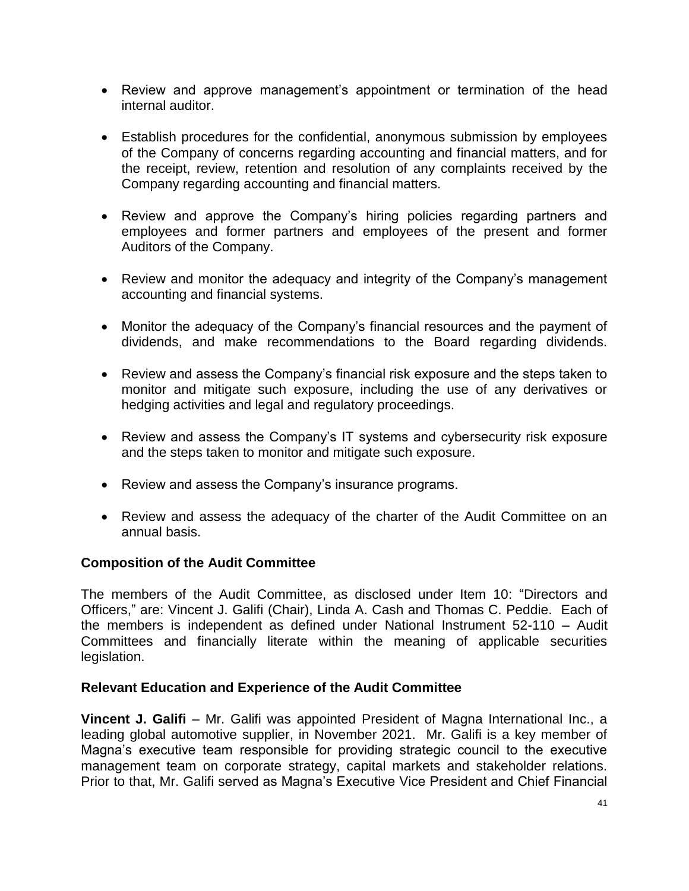- Review and approve management's appointment or termination of the head internal auditor.

- Establish procedures for the confidential, anonymous submission by employees of the Company of concerns regarding accounting and financial matters, and for the receipt, review, retention and resolution of any complaints received by the Company regarding accounting and financial matters.

- Review and approve the Company's hiring policies regarding partners and employees and former partners and employees of the present and former Auditors of the Company.

- Review and monitor the adequacy and integrity of the Company's management accounting and financial systems.

- Monitor the adequacy of the Company's financial resources and the payment of dividends, and make recommendations to the Board regarding dividends.

- Review and assess the Company's financial risk exposure and the steps taken to monitor and mitigate such exposure, including the use of any derivatives or hedging activities and legal and regulatory proceedings.

- Review and assess the Company's IT systems and cybersecurity risk exposure and the steps taken to monitor and mitigate such exposure.

- Review and assess the Company's insurance programs.

- Review and assess the adequacy of the charter of the Audit Committee on an annual basis.

### Composition of the Audit Committee

The members of the Audit Committee, as disclosed under Item 10: "Directors and Officers," are: Vincent J. Galifi (Chair), Linda A. Cash and Thomas C. Peddie. Each of the members is independent as defined under National Instrument 52-110 – Audit Committees and financially literate within the meaning of applicable securities legislation.

### Relevant Education and Experience of the Audit Committee

**Vincent J. Galifi** – Mr. Galifi was appointed President of Magna International Inc., a leading global automotive supplier, in November 2021. Mr. Galifi is a key member of Magna's executive team responsible for providing strategic council to the executive management team on corporate strategy, capital markets and stakeholder relations. Prior to that, Mr. Galifi served as Magna's Executive Vice President and Chief Financial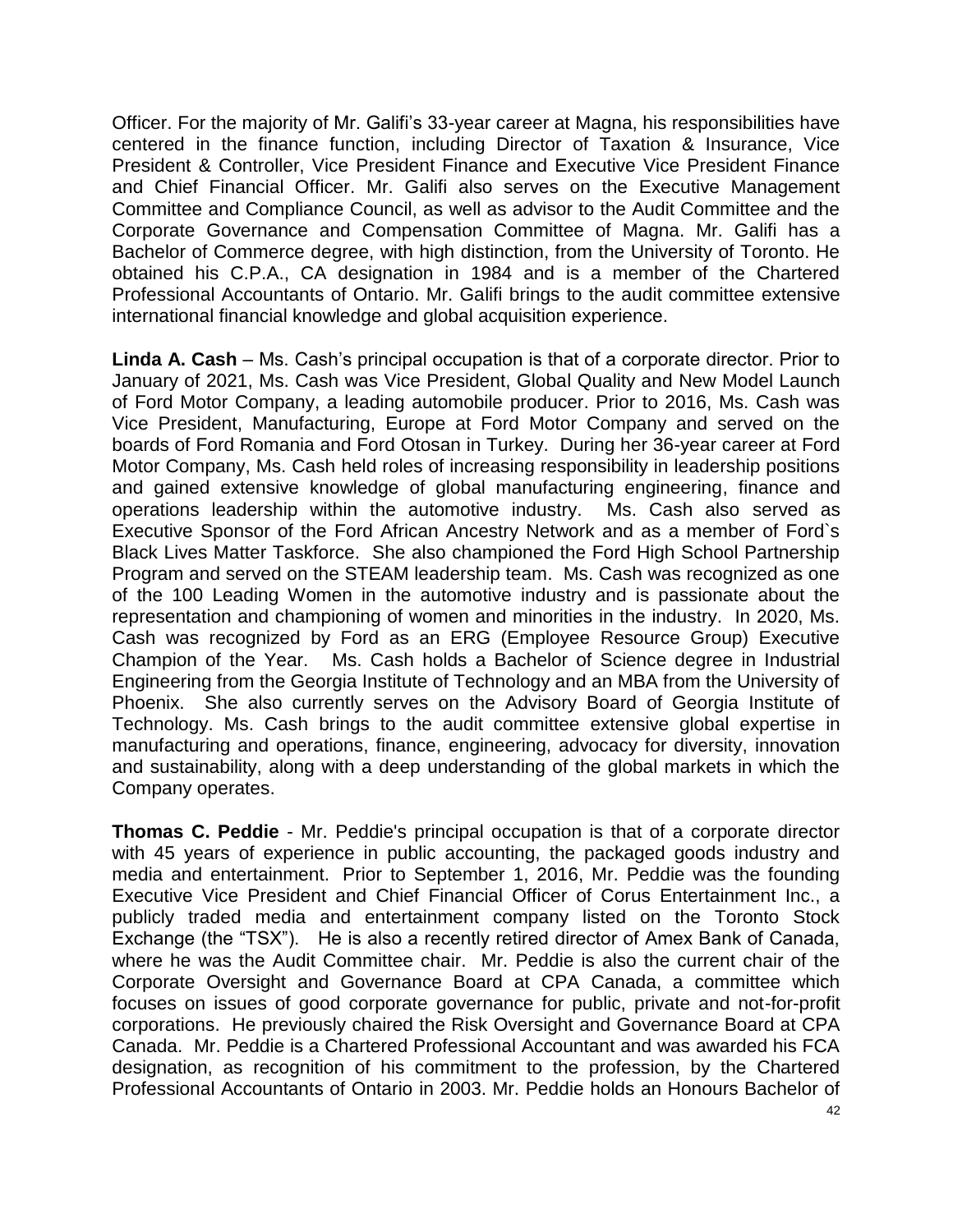Officer. For the majority of Mr. Galifi's 33-year career at Magna, his responsibilities have centered in the finance function, including Director of Taxation & Insurance, Vice President & Controller, Vice President Finance and Executive Vice President Finance and Chief Financial Officer. Mr. Galifi also serves on the Executive Management Committee and Compliance Council, as well as advisor to the Audit Committee and the Corporate Governance and Compensation Committee of Magna. Mr. Galifi has a Bachelor of Commerce degree, with high distinction, from the University of Toronto. He obtained his C.P.A., CA designation in 1984 and is a member of the Chartered Professional Accountants of Ontario. Mr. Galifi brings to the audit committee extensive international financial knowledge and global acquisition experience.

**Linda A. Cash** – Ms. Cash's principal occupation is that of a corporate director. Prior to January of 2021, Ms. Cash was Vice President, Global Quality and New Model Launch of Ford Motor Company, a leading automobile producer. Prior to 2016, Ms. Cash was Vice President, Manufacturing, Europe at Ford Motor Company and served on the boards of Ford Romania and Ford Otosan in Turkey. During her 36-year career at Ford Motor Company, Ms. Cash held roles of increasing responsibility in leadership positions and gained extensive knowledge of global manufacturing engineering, finance and operations leadership within the automotive industry. Ms. Cash also served as Executive Sponsor of the Ford African Ancestry Network and as a member of Ford`s Black Lives Matter Taskforce. She also championed the Ford High School Partnership Program and served on the STEAM leadership team. Ms. Cash was recognized as one of the 100 Leading Women in the automotive industry and is passionate about the representation and championing of women and minorities in the industry. In 2020, Ms. Cash was recognized by Ford as an ERG (Employee Resource Group) Executive Champion of the Year. Ms. Cash holds a Bachelor of Science degree in Industrial Engineering from the Georgia Institute of Technology and an MBA from the University of Phoenix. She also currently serves on the Advisory Board of Georgia Institute of Technology. Ms. Cash brings to the audit committee extensive global expertise in manufacturing and operations, finance, engineering, advocacy for diversity, innovation and sustainability, along with a deep understanding of the global markets in which the Company operates.

**Thomas C. Peddie** - Mr. Peddie's principal occupation is that of a corporate director with 45 years of experience in public accounting, the packaged goods industry and media and entertainment. Prior to September 1, 2016, Mr. Peddie was the founding Executive Vice President and Chief Financial Officer of Corus Entertainment Inc., a publicly traded media and entertainment company listed on the Toronto Stock Exchange (the "TSX"). He is also a recently retired director of Amex Bank of Canada, where he was the Audit Committee chair. Mr. Peddie is also the current chair of the Corporate Oversight and Governance Board at CPA Canada, a committee which focuses on issues of good corporate governance for public, private and not-for-profit corporations. He previously chaired the Risk Oversight and Governance Board at CPA Canada. Mr. Peddie is a Chartered Professional Accountant and was awarded his FCA designation, as recognition of his commitment to the profession, by the Chartered Professional Accountants of Ontario in 2003. Mr. Peddie holds an Honours Bachelor of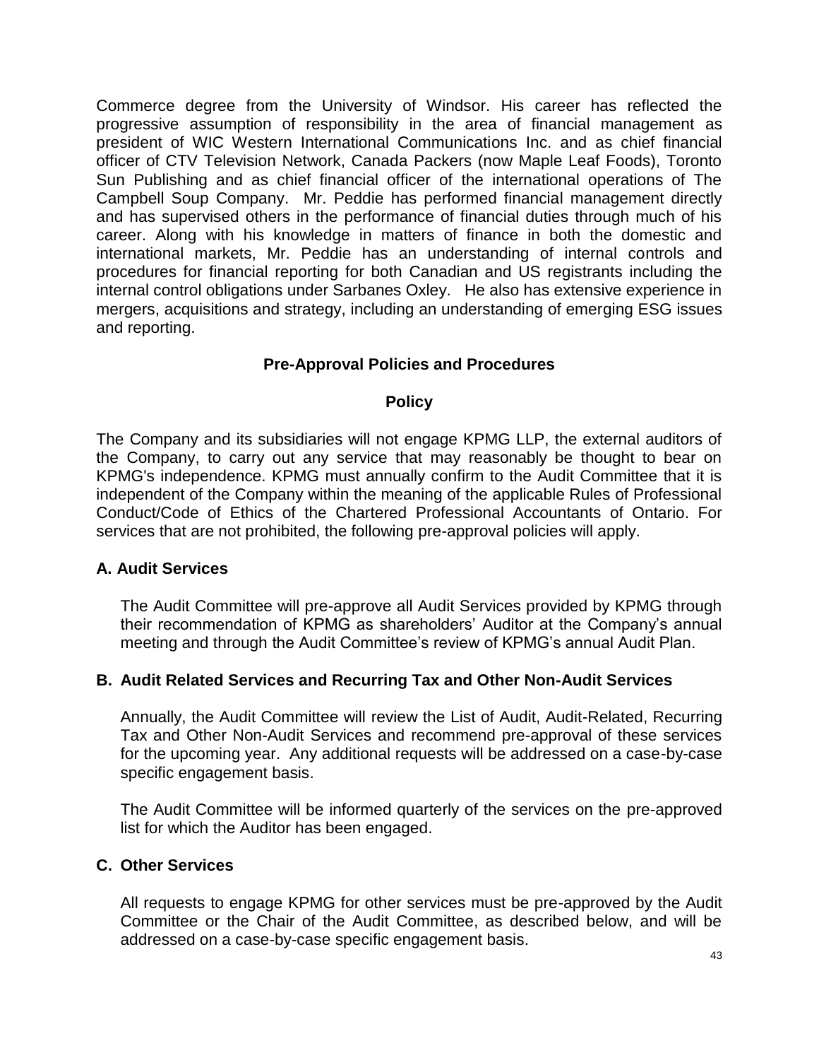Commerce degree from the University of Windsor. His career has reflected the progressive assumption of responsibility in the area of financial management as president of WIC Western International Communications Inc. and as chief financial officer of CTV Television Network, Canada Packers (now Maple Leaf Foods), Toronto Sun Publishing and as chief financial officer of the international operations of The Campbell Soup Company. Mr. Peddie has performed financial management directly and has supervised others in the performance of financial duties through much of his career. Along with his knowledge in matters of finance in both the domestic and international markets, Mr. Peddie has an understanding of internal controls and procedures for financial reporting for both Canadian and US registrants including the internal control obligations under Sarbanes Oxley. He also has extensive experience in mergers, acquisitions and strategy, including an understanding of emerging ESG issues and reporting.

## Pre-Approval Policies and Procedures

### Policy

The Company and its subsidiaries will not engage KPMG LLP, the external auditors of the Company, to carry out any service that may reasonably be thought to bear on KPMG's independence. KPMG must annually confirm to the Audit Committee that it is independent of the Company within the meaning of the applicable Rules of Professional Conduct/Code of Ethics of the Chartered Professional Accountants of Ontario. For services that are not prohibited, the following pre-approval policies will apply.

### A. Audit Services

The Audit Committee will pre-approve all Audit Services provided by KPMG through their recommendation of KPMG as shareholders' Auditor at the Company's annual meeting and through the Audit Committee's review of KPMG's annual Audit Plan.

### B. Audit Related Services and Recurring Tax and Other Non-Audit Services

Annually, the Audit Committee will review the List of Audit, Audit-Related, Recurring Tax and Other Non-Audit Services and recommend pre-approval of these services for the upcoming year. Any additional requests will be addressed on a case-by-case specific engagement basis.

The Audit Committee will be informed quarterly of the services on the pre-approved list for which the Auditor has been engaged.

### C. Other Services

All requests to engage KPMG for other services must be pre-approved by the Audit Committee or the Chair of the Audit Committee, as described below, and will be addressed on a case-by-case specific engagement basis.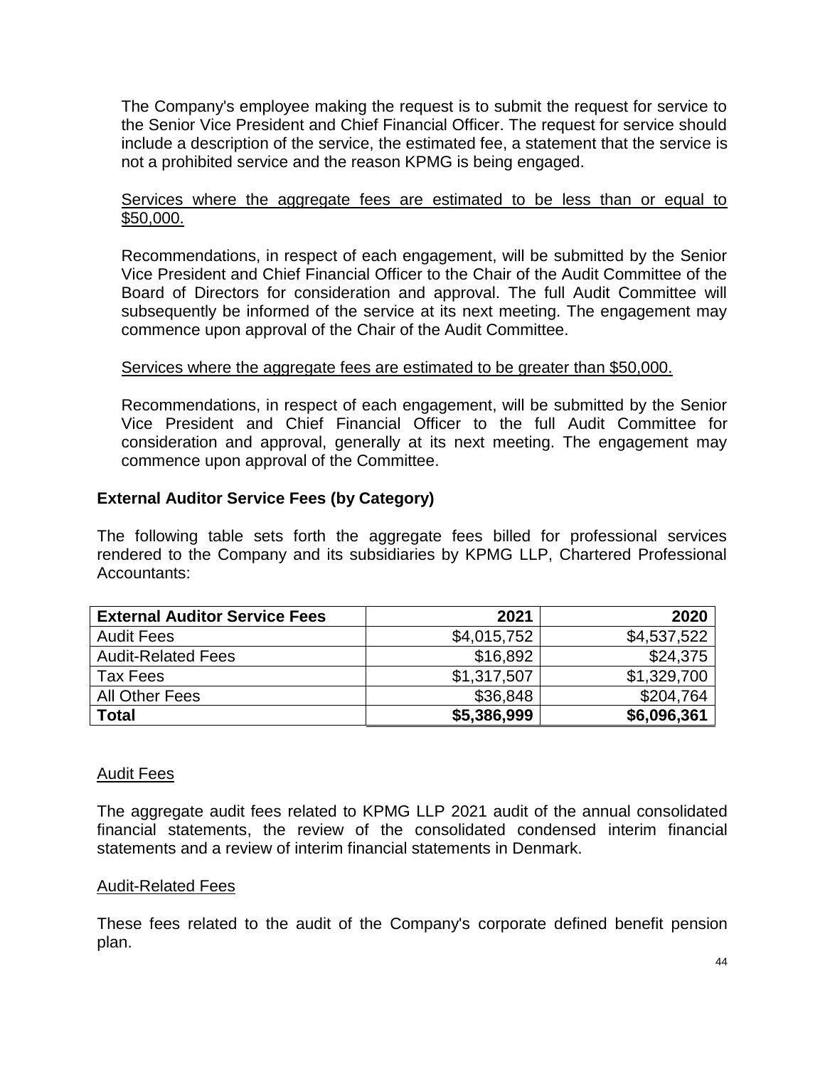The Company's employee making the request is to submit the request for service to the Senior Vice President and Chief Financial Officer. The request for service should include a description of the service, the estimated fee, a statement that the service is not a prohibited service and the reason KPMG is being engaged.

<u>Services where the aggregate fees are estimated to be less than or equal to $50,000.</u>

Recommendations, in respect of each engagement, will be submitted by the Senior Vice President and Chief Financial Officer to the Chair of the Audit Committee of the Board of Directors for consideration and approval. The full Audit Committee will subsequently be informed of the service at its next meeting. The engagement may commence upon approval of the Chair of the Audit Committee.

<u>Services where the aggregate fees are estimated to be greater than $50,000.</u>

Recommendations, in respect of each engagement, will be submitted by the Senior Vice President and Chief Financial Officer to the full Audit Committee for consideration and approval, generally at its next meeting. The engagement may commence upon approval of the Committee.

**External Auditor Service Fees (by Category)**

The following table sets forth the aggregate fees billed for professional services rendered to the Company and its subsidiaries by KPMG LLP, Chartered Professional Accountants:

| **External Auditor Service Fees** | **2021** | **2020** |
|---|---:|---:|
| Audit Fees | $4,015,752 | $4,537,522 |
| Audit-Related Fees | $16,892 | $24,375 |
| Tax Fees | $1,317,507 | $1,329,700 |
| All Other Fees | $36,848 | $204,764 |
| **Total** | **$5,386,999** | **$6,096,361** |

<u>Audit Fees</u>

The aggregate audit fees related to KPMG LLP 2021 audit of the annual consolidated financial statements, the review of the consolidated condensed interim financial statements and a review of interim financial statements in Denmark.

<u>Audit-Related Fees</u>

These fees related to the audit of the Company's corporate defined benefit pension plan.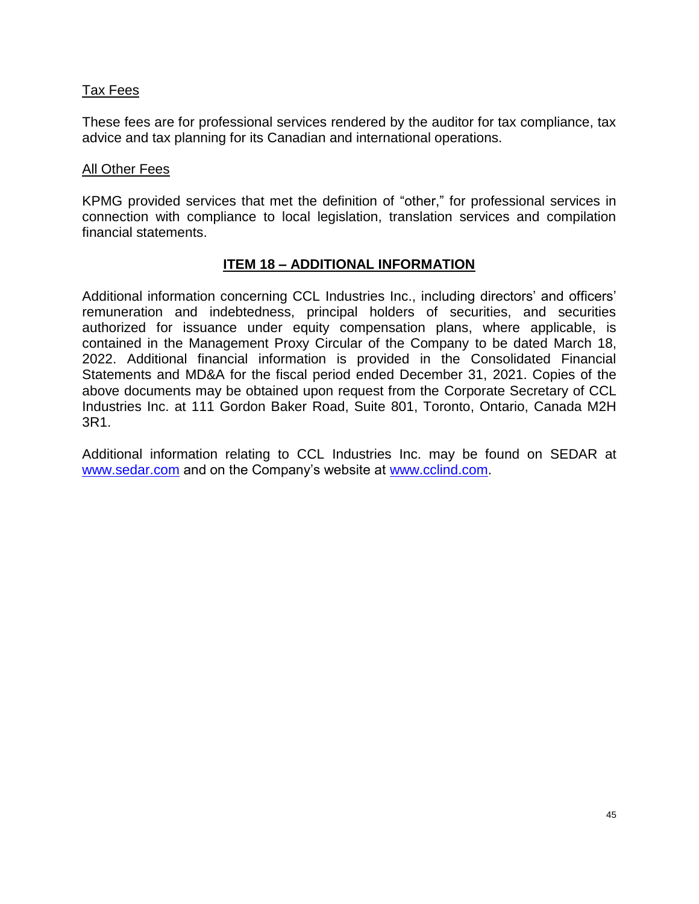Tax Fees

These fees are for professional services rendered by the auditor for tax compliance, tax advice and tax planning for its Canadian and international operations.

All Other Fees

KPMG provided services that met the definition of "other," for professional services in connection with compliance to local legislation, translation services and compilation financial statements.

## ITEM 18 – ADDITIONAL INFORMATION

Additional information concerning CCL Industries Inc., including directors' and officers' remuneration and indebtedness, principal holders of securities, and securities authorized for issuance under equity compensation plans, where applicable, is contained in the Management Proxy Circular of the Company to be dated March 18, 2022. Additional financial information is provided in the Consolidated Financial Statements and MD&A for the fiscal period ended December 31, 2021. Copies of the above documents may be obtained upon request from the Corporate Secretary of CCL Industries Inc. at 111 Gordon Baker Road, Suite 801, Toronto, Ontario, Canada M2H 3R1.

Additional information relating to CCL Industries Inc. may be found on SEDAR at www.sedar.com and on the Company's website at www.cclind.com.